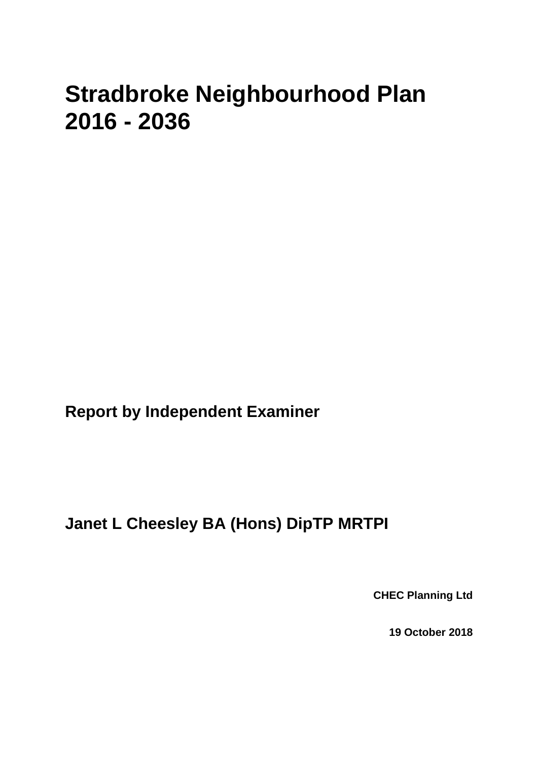# Stradbroke Neighbourhood Plan 2016 - 2036

**Report by Independent Examiner**

**Janet L Cheesley BA (Hons) DipTP MRTPI**

**CHEC Planning Ltd**

**19 October 2018**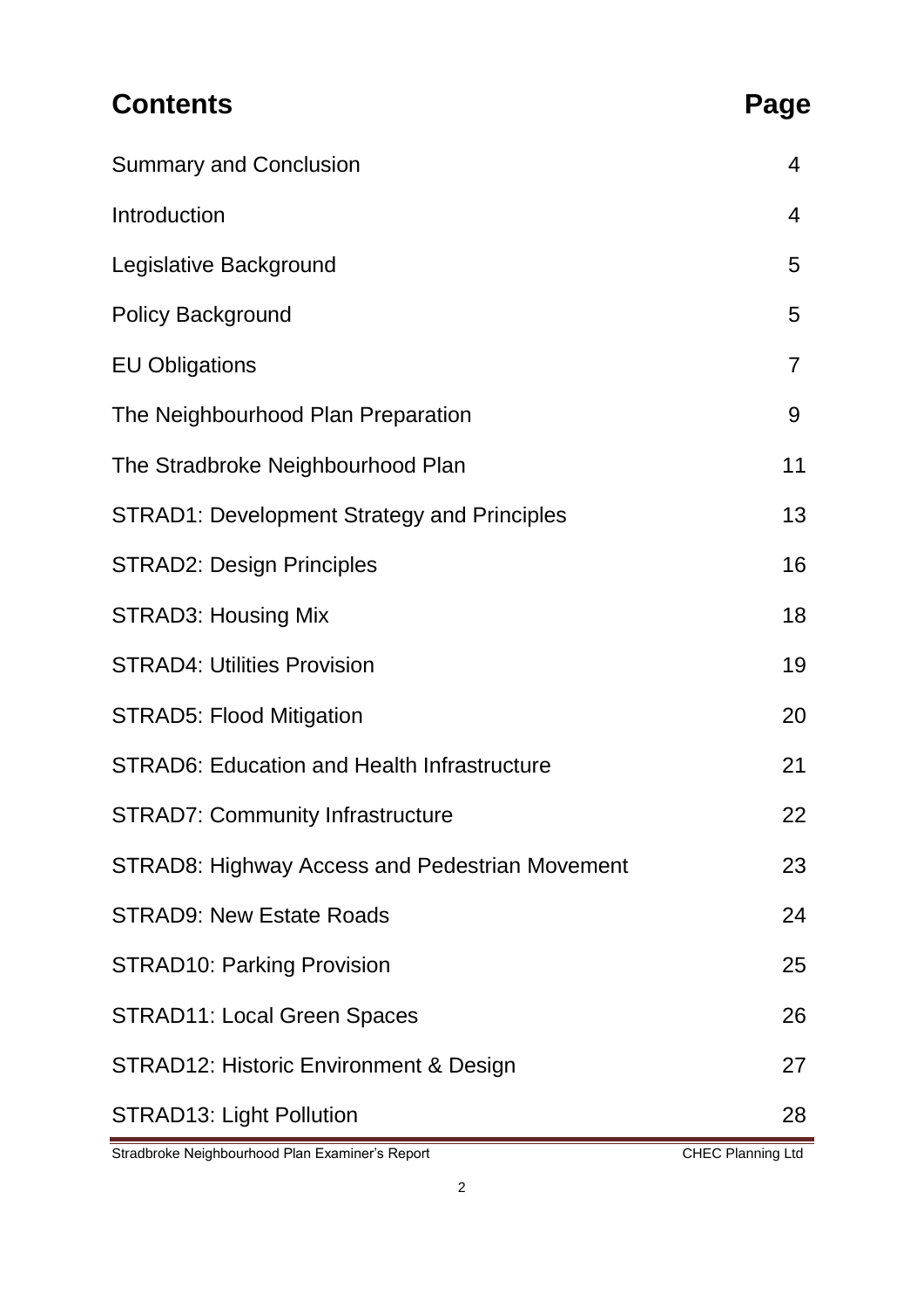| Contents | Page |
| --- | --- |
| Summary and Conclusion | 4 |
| Introduction | 4 |
| Legislative Background | 5 |
| Policy Background | 5 |
| EU Obligations | 7 |
| The Neighbourhood Plan Preparation | 9 |
| The Stradbroke Neighbourhood Plan | 11 |
| STRAD1: Development Strategy and Principles | 13 |
| STRAD2: Design Principles | 16 |
| STRAD3: Housing Mix | 18 |
| STRAD4: Utilities Provision | 19 |
| STRAD5: Flood Mitigation | 20 |
| STRAD6: Education and Health Infrastructure | 21 |
| STRAD7: Community Infrastructure | 22 |
| STRAD8: Highway Access and Pedestrian Movement | 23 |
| STRAD9: New Estate Roads | 24 |
| STRAD10: Parking Provision | 25 |
| STRAD11: Local Green Spaces | 26 |
| STRAD12: Historic Environment & Design | 27 |
| STRAD13: Light Pollution | 28 |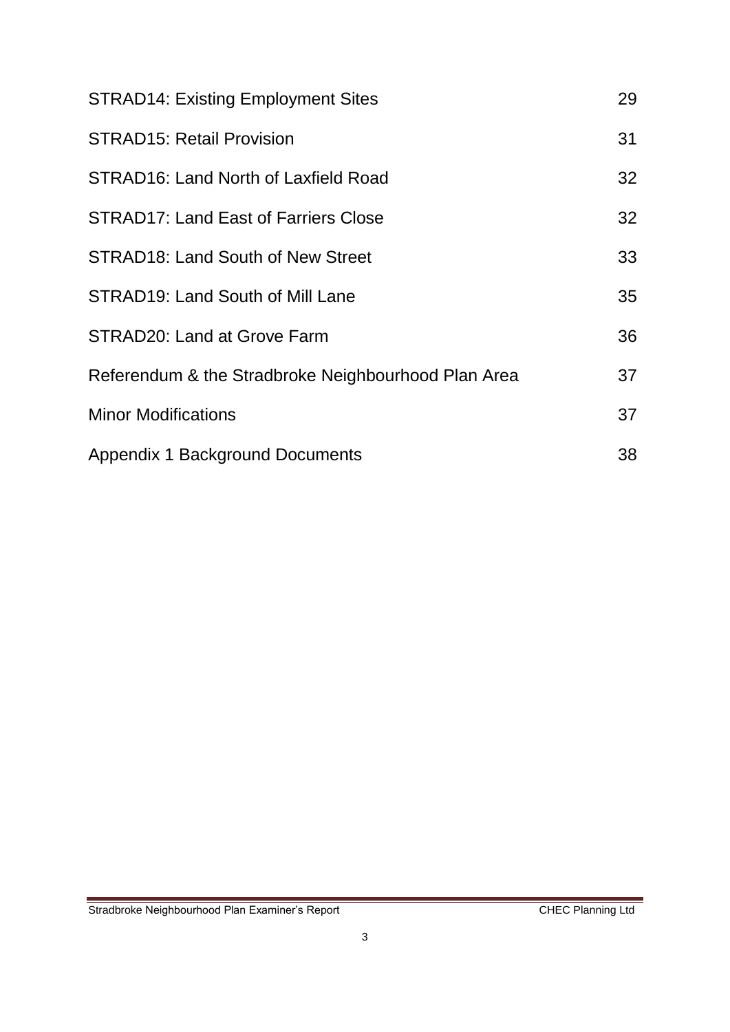| | |
|---|---|
| STRAD14: Existing Employment Sites | 29 |
| STRAD15: Retail Provision | 31 |
| STRAD16: Land North of Laxfield Road | 32 |
| STRAD17: Land East of Farriers Close | 32 |
| STRAD18: Land South of New Street | 33 |
| STRAD19: Land South of Mill Lane | 35 |
| STRAD20: Land at Grove Farm | 36 |
| Referendum & the Stradbroke Neighbourhood Plan Area | 37 |
| Minor Modifications | 37 |
| Appendix 1 Background Documents | 38 |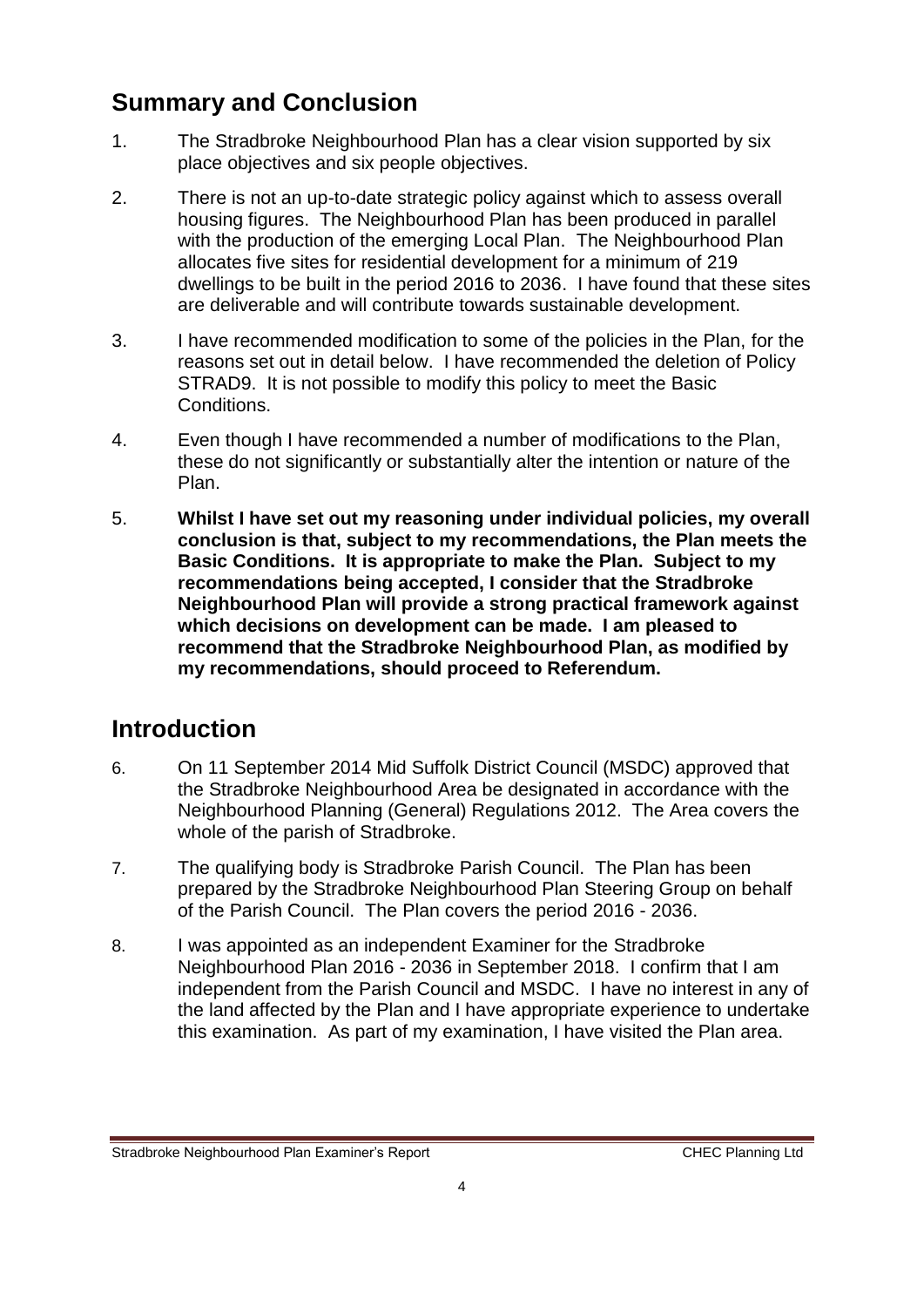## Summary and Conclusion

1. The Stradbroke Neighbourhood Plan has a clear vision supported by six place objectives and six people objectives.

2. There is not an up-to-date strategic policy against which to assess overall housing figures. The Neighbourhood Plan has been produced in parallel with the production of the emerging Local Plan. The Neighbourhood Plan allocates five sites for residential development for a minimum of 219 dwellings to be built in the period 2016 to 2036. I have found that these sites are deliverable and will contribute towards sustainable development.

3. I have recommended modification to some of the policies in the Plan, for the reasons set out in detail below. I have recommended the deletion of Policy STRAD9. It is not possible to modify this policy to meet the Basic Conditions.

4. Even though I have recommended a number of modifications to the Plan, these do not significantly or substantially alter the intention or nature of the Plan.

5. **Whilst I have set out my reasoning under individual policies, my overall conclusion is that, subject to my recommendations, the Plan meets the Basic Conditions. It is appropriate to make the Plan. Subject to my recommendations being accepted, I consider that the Stradbroke Neighbourhood Plan will provide a strong practical framework against which decisions on development can be made. I am pleased to recommend that the Stradbroke Neighbourhood Plan, as modified by my recommendations, should proceed to Referendum.**

## Introduction

6. On 11 September 2014 Mid Suffolk District Council (MSDC) approved that the Stradbroke Neighbourhood Area be designated in accordance with the Neighbourhood Planning (General) Regulations 2012. The Area covers the whole of the parish of Stradbroke.

7. The qualifying body is Stradbroke Parish Council. The Plan has been prepared by the Stradbroke Neighbourhood Plan Steering Group on behalf of the Parish Council. The Plan covers the period 2016 - 2036.

8. I was appointed as an independent Examiner for the Stradbroke Neighbourhood Plan 2016 - 2036 in September 2018. I confirm that I am independent from the Parish Council and MSDC. I have no interest in any of the land affected by the Plan and I have appropriate experience to undertake this examination. As part of my examination, I have visited the Plan area.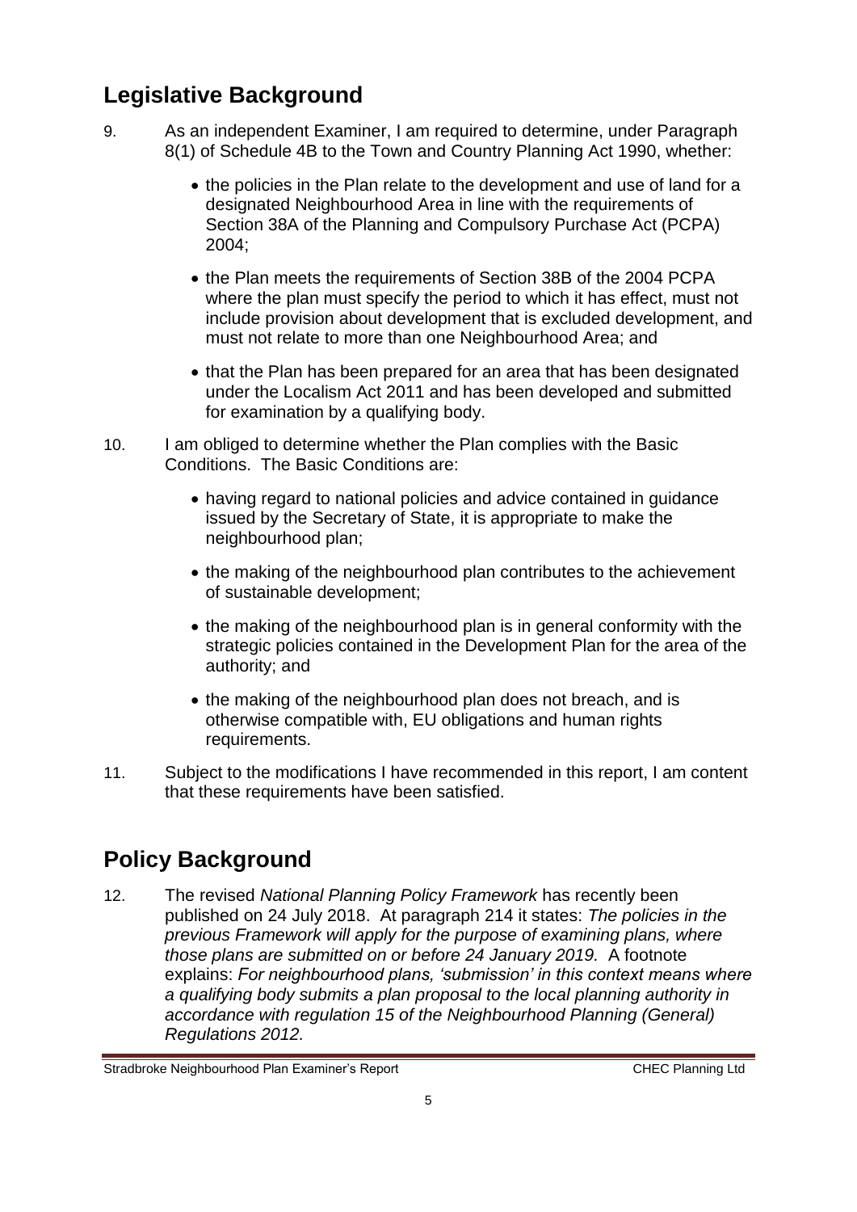## Legislative Background

9. As an independent Examiner, I am required to determine, under Paragraph 8(1) of Schedule 4B to the Town and Country Planning Act 1990, whether:

    - the policies in the Plan relate to the development and use of land for a designated Neighbourhood Area in line with the requirements of Section 38A of the Planning and Compulsory Purchase Act (PCPA) 2004;
    - the Plan meets the requirements of Section 38B of the 2004 PCPA where the plan must specify the period to which it has effect, must not include provision about development that is excluded development, and must not relate to more than one Neighbourhood Area; and
    - that the Plan has been prepared for an area that has been designated under the Localism Act 2011 and has been developed and submitted for examination by a qualifying body.

10. I am obliged to determine whether the Plan complies with the Basic Conditions. The Basic Conditions are:

    - having regard to national policies and advice contained in guidance issued by the Secretary of State, it is appropriate to make the neighbourhood plan;
    - the making of the neighbourhood plan contributes to the achievement of sustainable development;
    - the making of the neighbourhood plan is in general conformity with the strategic policies contained in the Development Plan for the area of the authority; and
    - the making of the neighbourhood plan does not breach, and is otherwise compatible with, EU obligations and human rights requirements.

11. Subject to the modifications I have recommended in this report, I am content that these requirements have been satisfied.

## Policy Background

12. The revised *National Planning Policy Framework* has recently been published on 24 July 2018. At paragraph 214 it states: *The policies in the previous Framework will apply for the purpose of examining plans, where those plans are submitted on or before 24 January 2019.* A footnote explains: *For neighbourhood plans, 'submission' in this context means where a qualifying body submits a plan proposal to the local planning authority in accordance with regulation 15 of the Neighbourhood Planning (General) Regulations 2012.*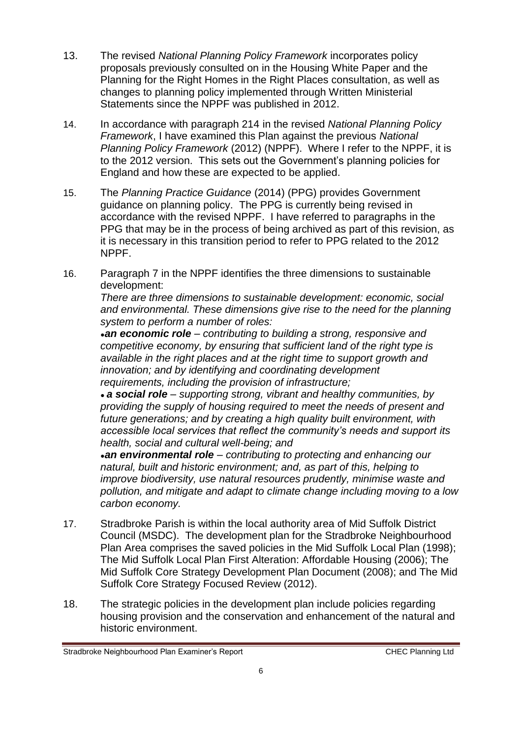13. The revised *National Planning Policy Framework* incorporates policy proposals previously consulted on in the Housing White Paper and the Planning for the Right Homes in the Right Places consultation, as well as changes to planning policy implemented through Written Ministerial Statements since the NPPF was published in 2012.

14. In accordance with paragraph 214 in the revised *National Planning Policy Framework*, I have examined this Plan against the previous *National Planning Policy Framework* (2012) (NPPF). Where I refer to the NPPF, it is to the 2012 version. This sets out the Government's planning policies for England and how these are expected to be applied.

15. The *Planning Practice Guidance* (2014) (PPG) provides Government guidance on planning policy. The PPG is currently being revised in accordance with the revised NPPF. I have referred to paragraphs in the PPG that may be in the process of being archived as part of this revision, as it is necessary in this transition period to refer to PPG related to the 2012 NPPF.

16. Paragraph 7 in the NPPF identifies the three dimensions to sustainable development:
*There are three dimensions to sustainable development: economic, social and environmental. These dimensions give rise to the need for the planning system to perform a number of roles:*
• ***an economic role*** *– contributing to building a strong, responsive and competitive economy, by ensuring that sufficient land of the right type is available in the right places and at the right time to support growth and innovation; and by identifying and coordinating development requirements, including the provision of infrastructure;*
• ***a social role*** *– supporting strong, vibrant and healthy communities, by providing the supply of housing required to meet the needs of present and future generations; and by creating a high quality built environment, with accessible local services that reflect the community's needs and support its health, social and cultural well-being; and*
• ***an environmental role*** *– contributing to protecting and enhancing our natural, built and historic environment; and, as part of this, helping to improve biodiversity, use natural resources prudently, minimise waste and pollution, and mitigate and adapt to climate change including moving to a low carbon economy.*

17. Stradbroke Parish is within the local authority area of Mid Suffolk District Council (MSDC). The development plan for the Stradbroke Neighbourhood Plan Area comprises the saved policies in the Mid Suffolk Local Plan (1998); The Mid Suffolk Local Plan First Alteration: Affordable Housing (2006); The Mid Suffolk Core Strategy Development Plan Document (2008); and The Mid Suffolk Core Strategy Focused Review (2012).

18. The strategic policies in the development plan include policies regarding housing provision and the conservation and enhancement of the natural and historic environment.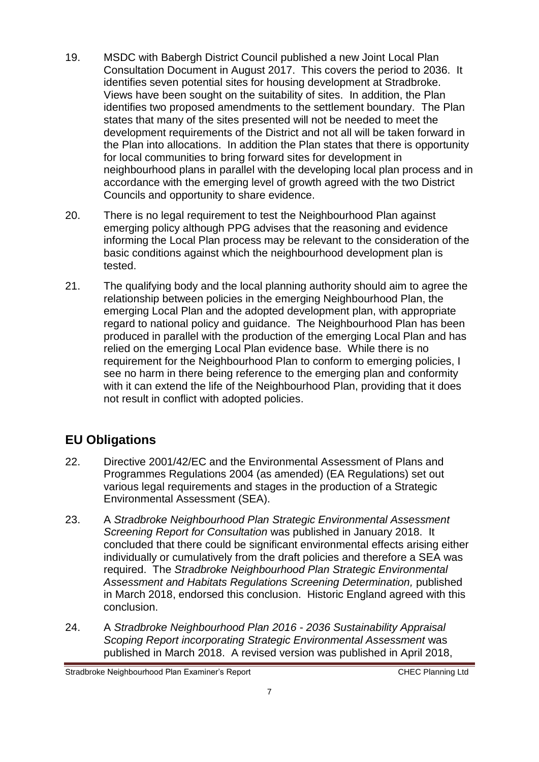19. MSDC with Babergh District Council published a new Joint Local Plan Consultation Document in August 2017. This covers the period to 2036. It identifies seven potential sites for housing development at Stradbroke. Views have been sought on the suitability of sites. In addition, the Plan identifies two proposed amendments to the settlement boundary. The Plan states that many of the sites presented will not be needed to meet the development requirements of the District and not all will be taken forward in the Plan into allocations. In addition the Plan states that there is opportunity for local communities to bring forward sites for development in neighbourhood plans in parallel with the developing local plan process and in accordance with the emerging level of growth agreed with the two District Councils and opportunity to share evidence.

20. There is no legal requirement to test the Neighbourhood Plan against emerging policy although PPG advises that the reasoning and evidence informing the Local Plan process may be relevant to the consideration of the basic conditions against which the neighbourhood development plan is tested.

21. The qualifying body and the local planning authority should aim to agree the relationship between policies in the emerging Neighbourhood Plan, the emerging Local Plan and the adopted development plan, with appropriate regard to national policy and guidance. The Neighbourhood Plan has been produced in parallel with the production of the emerging Local Plan and has relied on the emerging Local Plan evidence base. While there is no requirement for the Neighbourhood Plan to conform to emerging policies, I see no harm in there being reference to the emerging plan and conformity with it can extend the life of the Neighbourhood Plan, providing that it does not result in conflict with adopted policies.

## EU Obligations

22. Directive 2001/42/EC and the Environmental Assessment of Plans and Programmes Regulations 2004 (as amended) (EA Regulations) set out various legal requirements and stages in the production of a Strategic Environmental Assessment (SEA).

23. A *Stradbroke Neighbourhood Plan Strategic Environmental Assessment Screening Report for Consultation* was published in January 2018. It concluded that there could be significant environmental effects arising either individually or cumulatively from the draft policies and therefore a SEA was required. The *Stradbroke Neighbourhood Plan Strategic Environmental Assessment and Habitats Regulations Screening Determination,* published in March 2018, endorsed this conclusion. Historic England agreed with this conclusion.

24. A *Stradbroke Neighbourhood Plan 2016 - 2036 Sustainability Appraisal Scoping Report incorporating Strategic Environmental Assessment* was published in March 2018. A revised version was published in April 2018,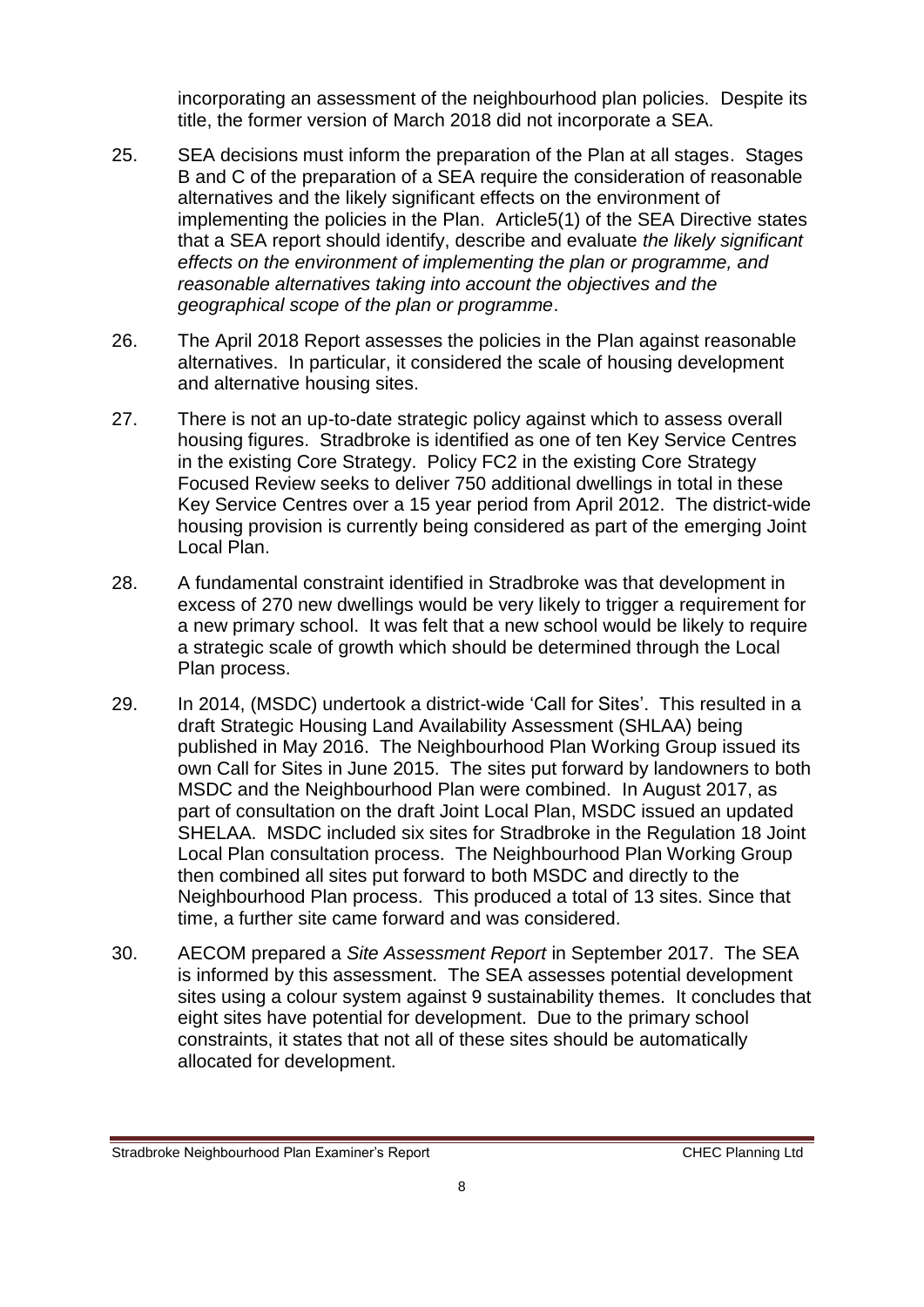incorporating an assessment of the neighbourhood plan policies. Despite its title, the former version of March 2018 did not incorporate a SEA.

25. SEA decisions must inform the preparation of the Plan at all stages. Stages B and C of the preparation of a SEA require the consideration of reasonable alternatives and the likely significant effects on the environment of implementing the policies in the Plan. Article5(1) of the SEA Directive states that a SEA report should identify, describe and evaluate *the likely significant effects on the environment of implementing the plan or programme, and reasonable alternatives taking into account the objectives and the geographical scope of the plan or programme*.

26. The April 2018 Report assesses the policies in the Plan against reasonable alternatives. In particular, it considered the scale of housing development and alternative housing sites.

27. There is not an up-to-date strategic policy against which to assess overall housing figures. Stradbroke is identified as one of ten Key Service Centres in the existing Core Strategy. Policy FC2 in the existing Core Strategy Focused Review seeks to deliver 750 additional dwellings in total in these Key Service Centres over a 15 year period from April 2012. The district-wide housing provision is currently being considered as part of the emerging Joint Local Plan.

28. A fundamental constraint identified in Stradbroke was that development in excess of 270 new dwellings would be very likely to trigger a requirement for a new primary school. It was felt that a new school would be likely to require a strategic scale of growth which should be determined through the Local Plan process.

29. In 2014, (MSDC) undertook a district-wide 'Call for Sites'. This resulted in a draft Strategic Housing Land Availability Assessment (SHLAA) being published in May 2016. The Neighbourhood Plan Working Group issued its own Call for Sites in June 2015. The sites put forward by landowners to both MSDC and the Neighbourhood Plan were combined. In August 2017, as part of consultation on the draft Joint Local Plan, MSDC issued an updated SHELAA. MSDC included six sites for Stradbroke in the Regulation 18 Joint Local Plan consultation process. The Neighbourhood Plan Working Group then combined all sites put forward to both MSDC and directly to the Neighbourhood Plan process. This produced a total of 13 sites. Since that time, a further site came forward and was considered.

30. AECOM prepared a *Site Assessment Report* in September 2017. The SEA is informed by this assessment. The SEA assesses potential development sites using a colour system against 9 sustainability themes. It concludes that eight sites have potential for development. Due to the primary school constraints, it states that not all of these sites should be automatically allocated for development.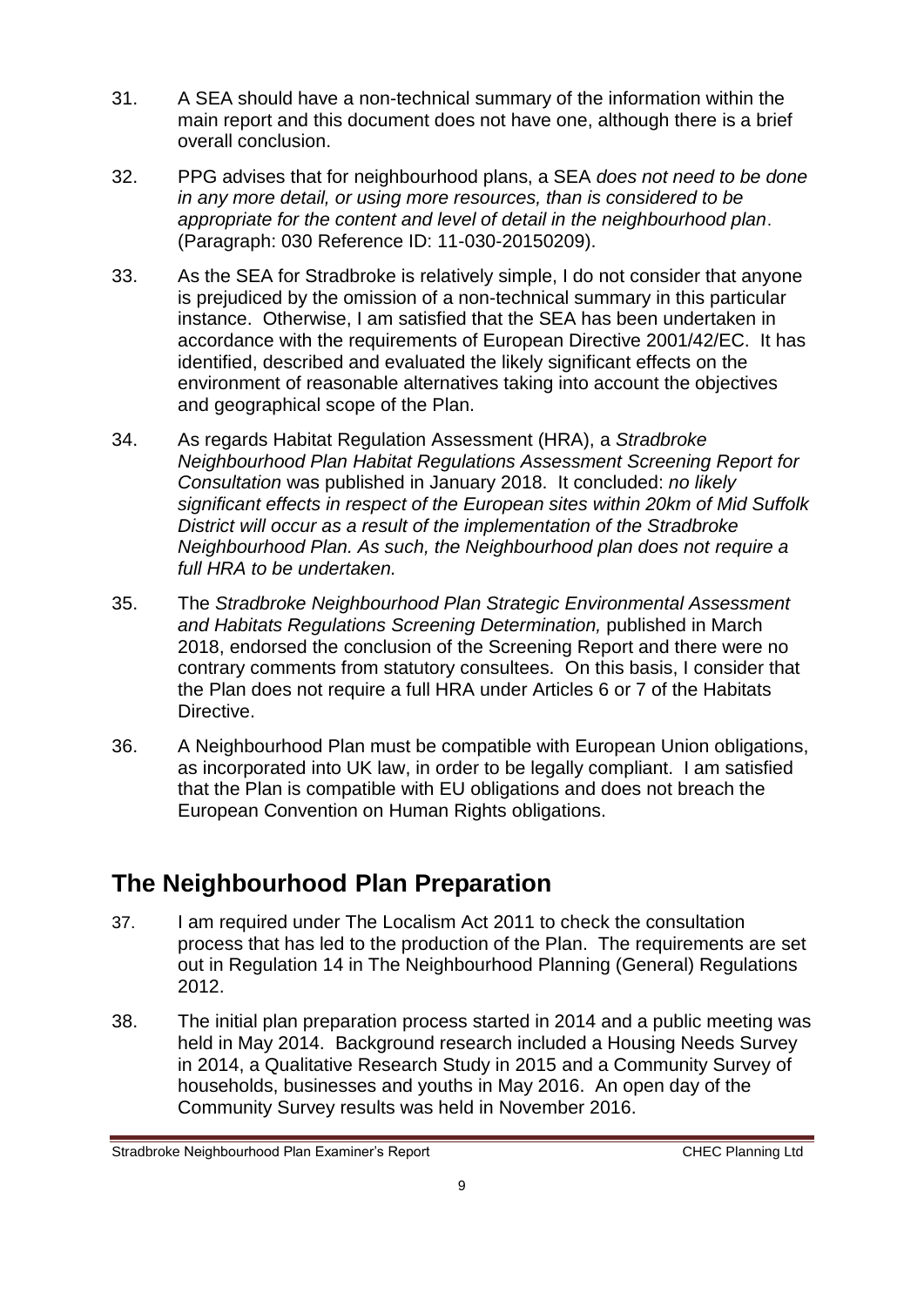31. A SEA should have a non-technical summary of the information within the main report and this document does not have one, although there is a brief overall conclusion.

32. PPG advises that for neighbourhood plans, a SEA *does not need to be done in any more detail, or using more resources, than is considered to be appropriate for the content and level of detail in the neighbourhood plan*. (Paragraph: 030 Reference ID: 11-030-20150209).

33. As the SEA for Stradbroke is relatively simple, I do not consider that anyone is prejudiced by the omission of a non-technical summary in this particular instance. Otherwise, I am satisfied that the SEA has been undertaken in accordance with the requirements of European Directive 2001/42/EC. It has identified, described and evaluated the likely significant effects on the environment of reasonable alternatives taking into account the objectives and geographical scope of the Plan.

34. As regards Habitat Regulation Assessment (HRA), a *Stradbroke Neighbourhood Plan Habitat Regulations Assessment Screening Report for Consultation* was published in January 2018. It concluded: *no likely significant effects in respect of the European sites within 20km of Mid Suffolk District will occur as a result of the implementation of the Stradbroke Neighbourhood Plan. As such, the Neighbourhood plan does not require a full HRA to be undertaken.*

35. The *Stradbroke Neighbourhood Plan Strategic Environmental Assessment and Habitats Regulations Screening Determination,* published in March 2018, endorsed the conclusion of the Screening Report and there were no contrary comments from statutory consultees. On this basis, I consider that the Plan does not require a full HRA under Articles 6 or 7 of the Habitats Directive.

36. A Neighbourhood Plan must be compatible with European Union obligations, as incorporated into UK law, in order to be legally compliant. I am satisfied that the Plan is compatible with EU obligations and does not breach the European Convention on Human Rights obligations.

## The Neighbourhood Plan Preparation

37. I am required under The Localism Act 2011 to check the consultation process that has led to the production of the Plan. The requirements are set out in Regulation 14 in The Neighbourhood Planning (General) Regulations 2012.

38. The initial plan preparation process started in 2014 and a public meeting was held in May 2014. Background research included a Housing Needs Survey in 2014, a Qualitative Research Study in 2015 and a Community Survey of households, businesses and youths in May 2016. An open day of the Community Survey results was held in November 2016.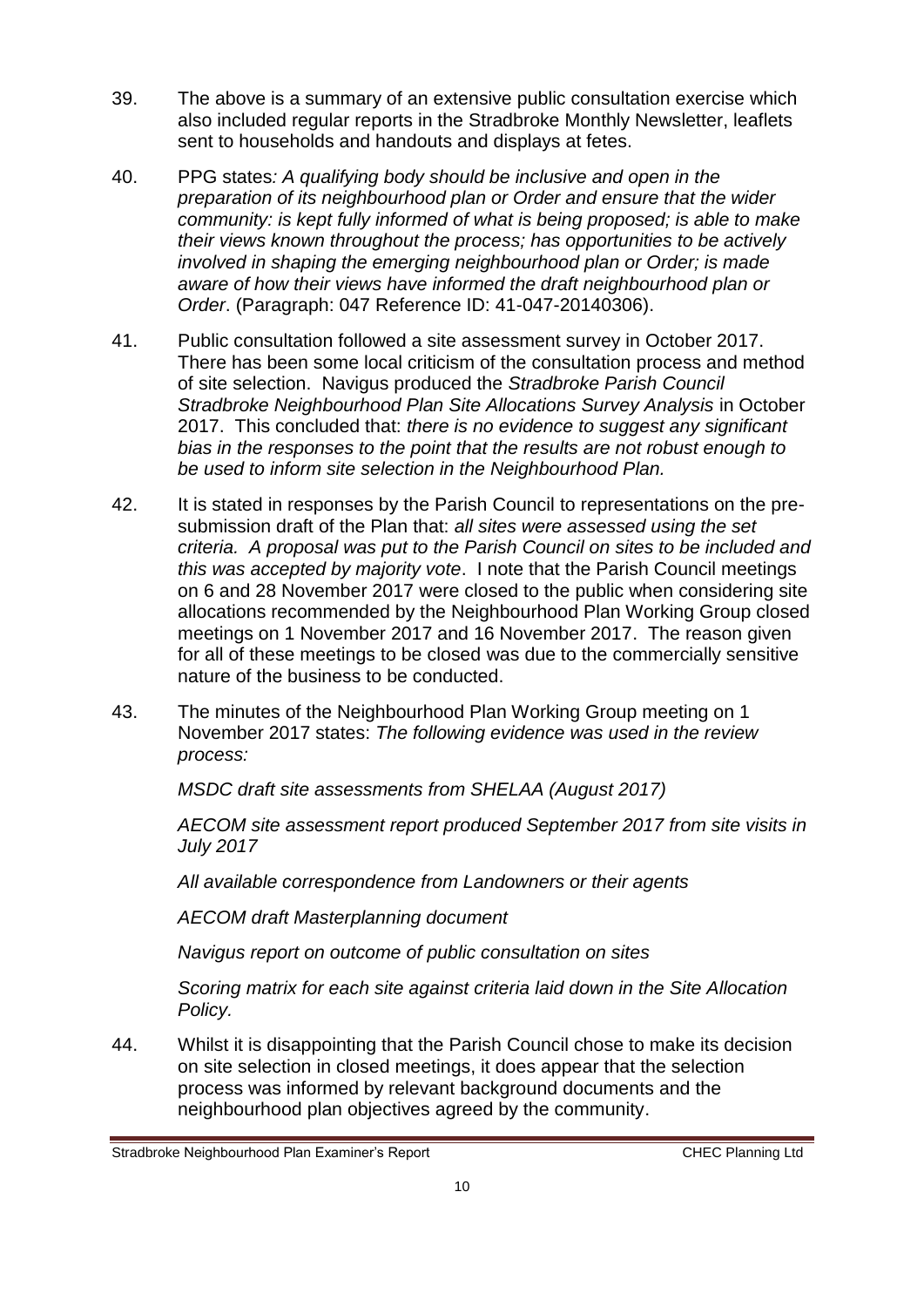39. The above is a summary of an extensive public consultation exercise which also included regular reports in the Stradbroke Monthly Newsletter, leaflets sent to households and handouts and displays at fetes.

40. PPG states*: A qualifying body should be inclusive and open in the preparation of its neighbourhood plan or Order and ensure that the wider community: is kept fully informed of what is being proposed; is able to make their views known throughout the process; has opportunities to be actively involved in shaping the emerging neighbourhood plan or Order; is made aware of how their views have informed the draft neighbourhood plan or Order*. (Paragraph: 047 Reference ID: 41-047-20140306).

41. Public consultation followed a site assessment survey in October 2017. There has been some local criticism of the consultation process and method of site selection. Navigus produced the *Stradbroke Parish Council Stradbroke Neighbourhood Plan Site Allocations Survey Analysis* in October 2017. This concluded that: *there is no evidence to suggest any significant bias in the responses to the point that the results are not robust enough to be used to inform site selection in the Neighbourhood Plan.*

42. It is stated in responses by the Parish Council to representations on the pre-submission draft of the Plan that: *all sites were assessed using the set criteria. A proposal was put to the Parish Council on sites to be included and this was accepted by majority vote*. I note that the Parish Council meetings on 6 and 28 November 2017 were closed to the public when considering site allocations recommended by the Neighbourhood Plan Working Group closed meetings on 1 November 2017 and 16 November 2017. The reason given for all of these meetings to be closed was due to the commercially sensitive nature of the business to be conducted.

43. The minutes of the Neighbourhood Plan Working Group meeting on 1 November 2017 states: *The following evidence was used in the review process:*

    *MSDC draft site assessments from SHELAA (August 2017)*

    *AECOM site assessment report produced September 2017 from site visits in July 2017*

    *All available correspondence from Landowners or their agents*

    *AECOM draft Masterplanning document*

    *Navigus report on outcome of public consultation on sites*

    *Scoring matrix for each site against criteria laid down in the Site Allocation Policy.*

44. Whilst it is disappointing that the Parish Council chose to make its decision on site selection in closed meetings, it does appear that the selection process was informed by relevant background documents and the neighbourhood plan objectives agreed by the community.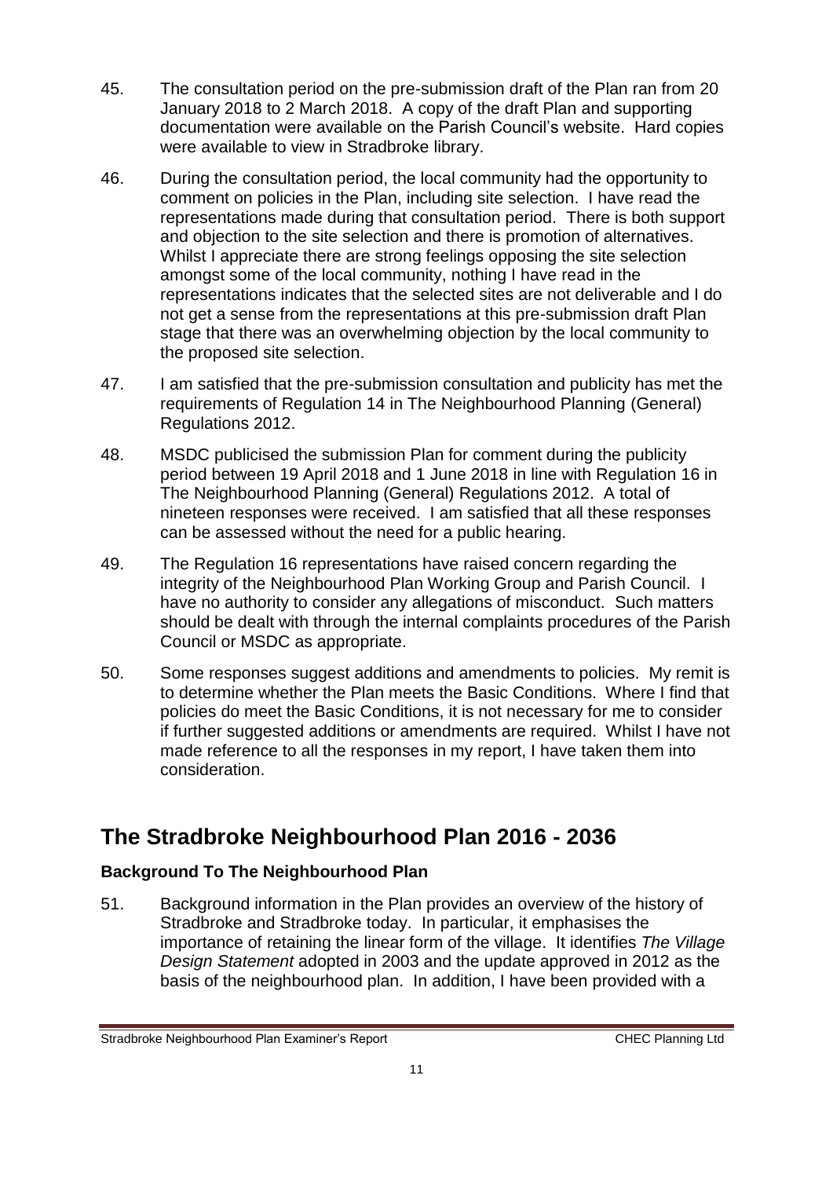45. The consultation period on the pre-submission draft of the Plan ran from 20 January 2018 to 2 March 2018. A copy of the draft Plan and supporting documentation were available on the Parish Council's website. Hard copies were available to view in Stradbroke library.

46. During the consultation period, the local community had the opportunity to comment on policies in the Plan, including site selection. I have read the representations made during that consultation period. There is both support and objection to the site selection and there is promotion of alternatives. Whilst I appreciate there are strong feelings opposing the site selection amongst some of the local community, nothing I have read in the representations indicates that the selected sites are not deliverable and I do not get a sense from the representations at this pre-submission draft Plan stage that there was an overwhelming objection by the local community to the proposed site selection.

47. I am satisfied that the pre-submission consultation and publicity has met the requirements of Regulation 14 in The Neighbourhood Planning (General) Regulations 2012.

48. MSDC publicised the submission Plan for comment during the publicity period between 19 April 2018 and 1 June 2018 in line with Regulation 16 in The Neighbourhood Planning (General) Regulations 2012. A total of nineteen responses were received. I am satisfied that all these responses can be assessed without the need for a public hearing.

49. The Regulation 16 representations have raised concern regarding the integrity of the Neighbourhood Plan Working Group and Parish Council. I have no authority to consider any allegations of misconduct. Such matters should be dealt with through the internal complaints procedures of the Parish Council or MSDC as appropriate.

50. Some responses suggest additions and amendments to policies. My remit is to determine whether the Plan meets the Basic Conditions. Where I find that policies do meet the Basic Conditions, it is not necessary for me to consider if further suggested additions or amendments are required. Whilst I have not made reference to all the responses in my report, I have taken them into consideration.

# The Stradbroke Neighbourhood Plan 2016 - 2036

### Background To The Neighbourhood Plan

51. Background information in the Plan provides an overview of the history of Stradbroke and Stradbroke today. In particular, it emphasises the importance of retaining the linear form of the village. It identifies *The Village Design Statement* adopted in 2003 and the update approved in 2012 as the basis of the neighbourhood plan. In addition, I have been provided with a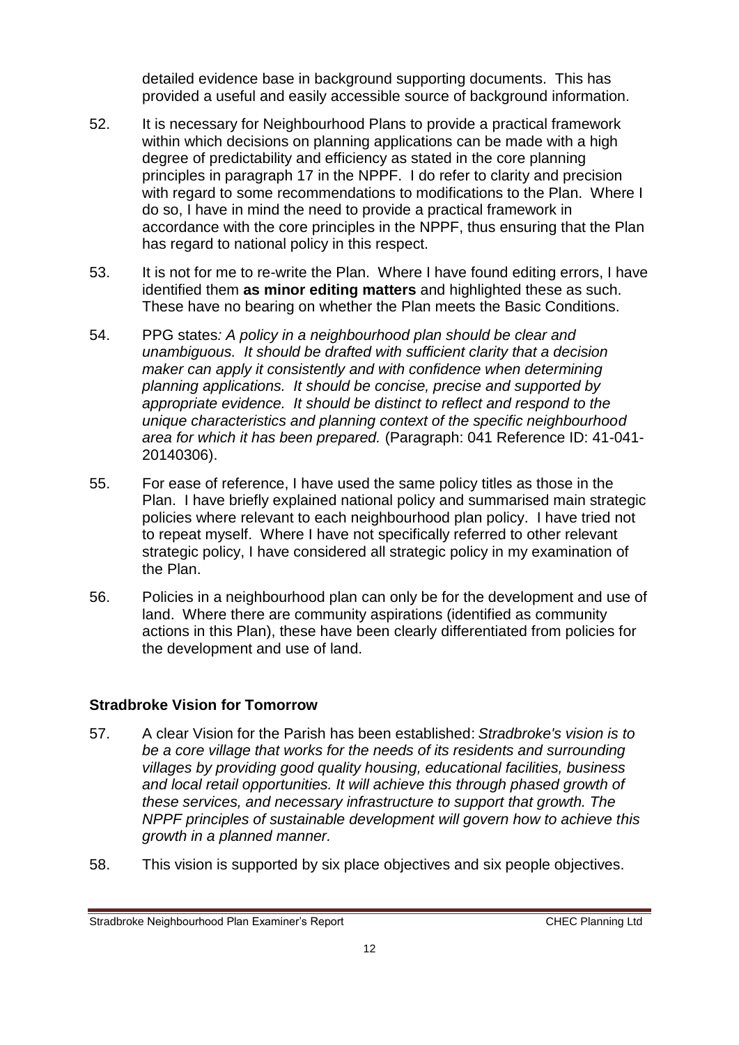detailed evidence base in background supporting documents. This has provided a useful and easily accessible source of background information.

52. It is necessary for Neighbourhood Plans to provide a practical framework within which decisions on planning applications can be made with a high degree of predictability and efficiency as stated in the core planning principles in paragraph 17 in the NPPF. I do refer to clarity and precision with regard to some recommendations to modifications to the Plan. Where I do so, I have in mind the need to provide a practical framework in accordance with the core principles in the NPPF, thus ensuring that the Plan has regard to national policy in this respect.

53. It is not for me to re-write the Plan. Where I have found editing errors, I have identified them **as minor editing matters** and highlighted these as such. These have no bearing on whether the Plan meets the Basic Conditions.

54. PPG states*: A policy in a neighbourhood plan should be clear and unambiguous. It should be drafted with sufficient clarity that a decision maker can apply it consistently and with confidence when determining planning applications. It should be concise, precise and supported by appropriate evidence. It should be distinct to reflect and respond to the unique characteristics and planning context of the specific neighbourhood area for which it has been prepared.* (Paragraph: 041 Reference ID: 41-041-20140306).

55. For ease of reference, I have used the same policy titles as those in the Plan. I have briefly explained national policy and summarised main strategic policies where relevant to each neighbourhood plan policy. I have tried not to repeat myself. Where I have not specifically referred to other relevant strategic policy, I have considered all strategic policy in my examination of the Plan.

56. Policies in a neighbourhood plan can only be for the development and use of land. Where there are community aspirations (identified as community actions in this Plan), these have been clearly differentiated from policies for the development and use of land.

**Stradbroke Vision for Tomorrow**

57. A clear Vision for the Parish has been established: *Stradbroke's vision is to be a core village that works for the needs of its residents and surrounding villages by providing good quality housing, educational facilities, business and local retail opportunities. It will achieve this through phased growth of these services, and necessary infrastructure to support that growth. The NPPF principles of sustainable development will govern how to achieve this growth in a planned manner.*

58. This vision is supported by six place objectives and six people objectives.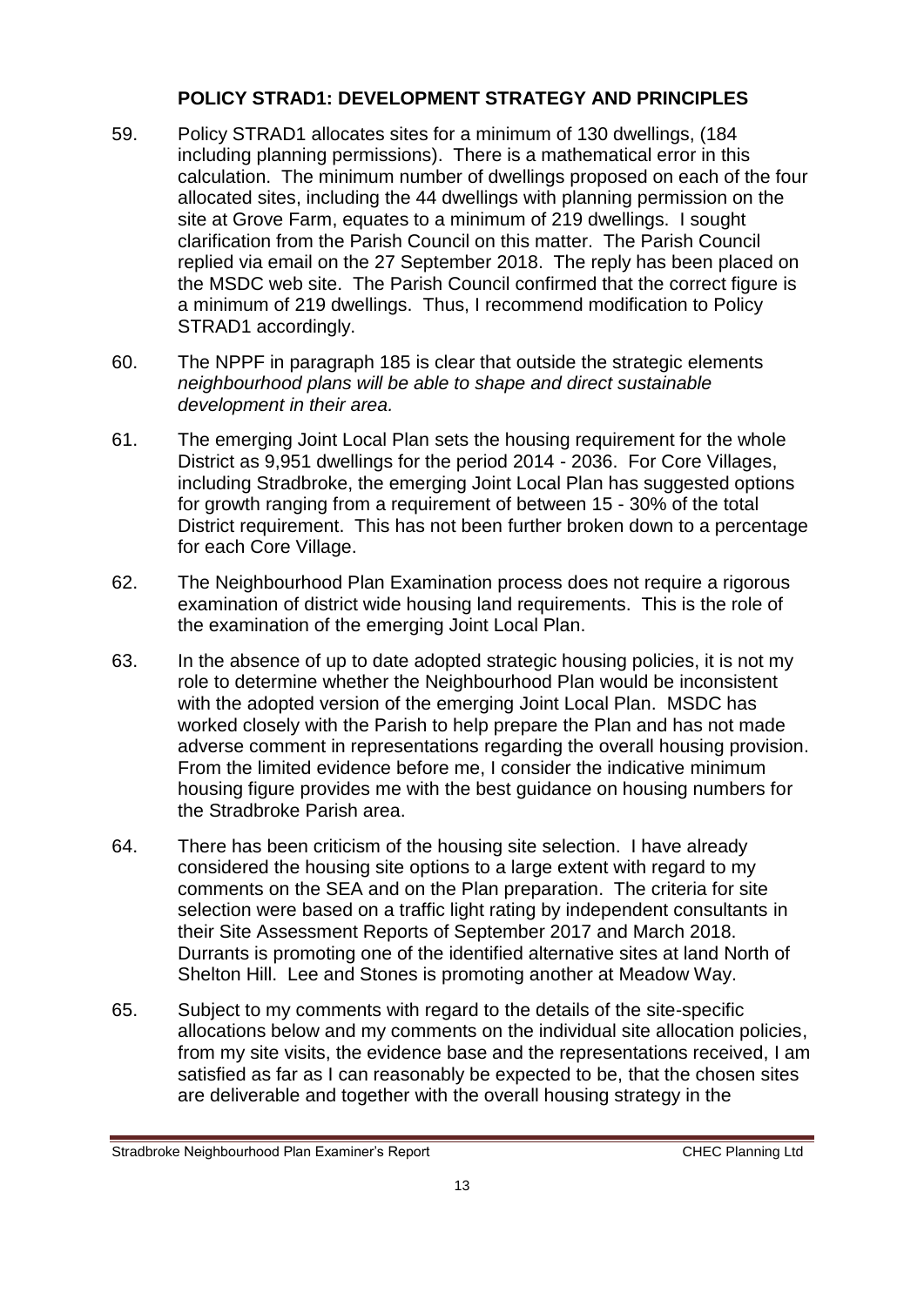## POLICY STRAD1: DEVELOPMENT STRATEGY AND PRINCIPLES

59. Policy STRAD1 allocates sites for a minimum of 130 dwellings, (184 including planning permissions). There is a mathematical error in this calculation. The minimum number of dwellings proposed on each of the four allocated sites, including the 44 dwellings with planning permission on the site at Grove Farm, equates to a minimum of 219 dwellings. I sought clarification from the Parish Council on this matter. The Parish Council replied via email on the 27 September 2018. The reply has been placed on the MSDC web site. The Parish Council confirmed that the correct figure is a minimum of 219 dwellings. Thus, I recommend modification to Policy STRAD1 accordingly.

60. The NPPF in paragraph 185 is clear that outside the strategic elements *neighbourhood plans will be able to shape and direct sustainable development in their area.*

61. The emerging Joint Local Plan sets the housing requirement for the whole District as 9,951 dwellings for the period 2014 - 2036. For Core Villages, including Stradbroke, the emerging Joint Local Plan has suggested options for growth ranging from a requirement of between 15 - 30% of the total District requirement. This has not been further broken down to a percentage for each Core Village.

62. The Neighbourhood Plan Examination process does not require a rigorous examination of district wide housing land requirements. This is the role of the examination of the emerging Joint Local Plan.

63. In the absence of up to date adopted strategic housing policies, it is not my role to determine whether the Neighbourhood Plan would be inconsistent with the adopted version of the emerging Joint Local Plan. MSDC has worked closely with the Parish to help prepare the Plan and has not made adverse comment in representations regarding the overall housing provision. From the limited evidence before me, I consider the indicative minimum housing figure provides me with the best guidance on housing numbers for the Stradbroke Parish area.

64. There has been criticism of the housing site selection. I have already considered the housing site options to a large extent with regard to my comments on the SEA and on the Plan preparation. The criteria for site selection were based on a traffic light rating by independent consultants in their Site Assessment Reports of September 2017 and March 2018. Durrants is promoting one of the identified alternative sites at land North of Shelton Hill. Lee and Stones is promoting another at Meadow Way.

65. Subject to my comments with regard to the details of the site-specific allocations below and my comments on the individual site allocation policies, from my site visits, the evidence base and the representations received, I am satisfied as far as I can reasonably be expected to be, that the chosen sites are deliverable and together with the overall housing strategy in the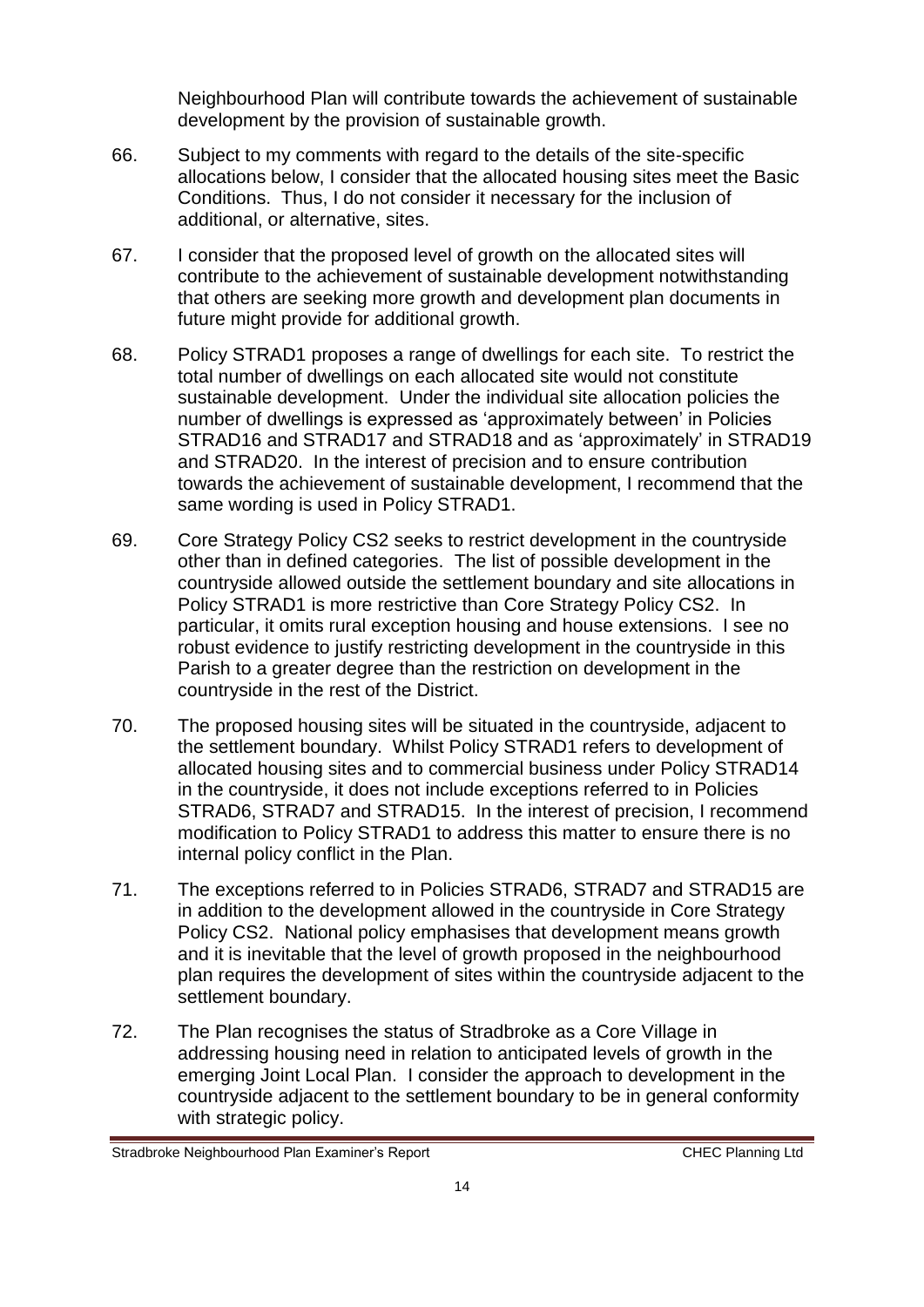Neighbourhood Plan will contribute towards the achievement of sustainable development by the provision of sustainable growth.

66. Subject to my comments with regard to the details of the site-specific allocations below, I consider that the allocated housing sites meet the Basic Conditions. Thus, I do not consider it necessary for the inclusion of additional, or alternative, sites.

67. I consider that the proposed level of growth on the allocated sites will contribute to the achievement of sustainable development notwithstanding that others are seeking more growth and development plan documents in future might provide for additional growth.

68. Policy STRAD1 proposes a range of dwellings for each site. To restrict the total number of dwellings on each allocated site would not constitute sustainable development. Under the individual site allocation policies the number of dwellings is expressed as 'approximately between' in Policies STRAD16 and STRAD17 and STRAD18 and as 'approximately' in STRAD19 and STRAD20. In the interest of precision and to ensure contribution towards the achievement of sustainable development, I recommend that the same wording is used in Policy STRAD1.

69. Core Strategy Policy CS2 seeks to restrict development in the countryside other than in defined categories. The list of possible development in the countryside allowed outside the settlement boundary and site allocations in Policy STRAD1 is more restrictive than Core Strategy Policy CS2. In particular, it omits rural exception housing and house extensions. I see no robust evidence to justify restricting development in the countryside in this Parish to a greater degree than the restriction on development in the countryside in the rest of the District.

70. The proposed housing sites will be situated in the countryside, adjacent to the settlement boundary. Whilst Policy STRAD1 refers to development of allocated housing sites and to commercial business under Policy STRAD14 in the countryside, it does not include exceptions referred to in Policies STRAD6, STRAD7 and STRAD15. In the interest of precision, I recommend modification to Policy STRAD1 to address this matter to ensure there is no internal policy conflict in the Plan.

71. The exceptions referred to in Policies STRAD6, STRAD7 and STRAD15 are in addition to the development allowed in the countryside in Core Strategy Policy CS2. National policy emphasises that development means growth and it is inevitable that the level of growth proposed in the neighbourhood plan requires the development of sites within the countryside adjacent to the settlement boundary.

72. The Plan recognises the status of Stradbroke as a Core Village in addressing housing need in relation to anticipated levels of growth in the emerging Joint Local Plan. I consider the approach to development in the countryside adjacent to the settlement boundary to be in general conformity with strategic policy.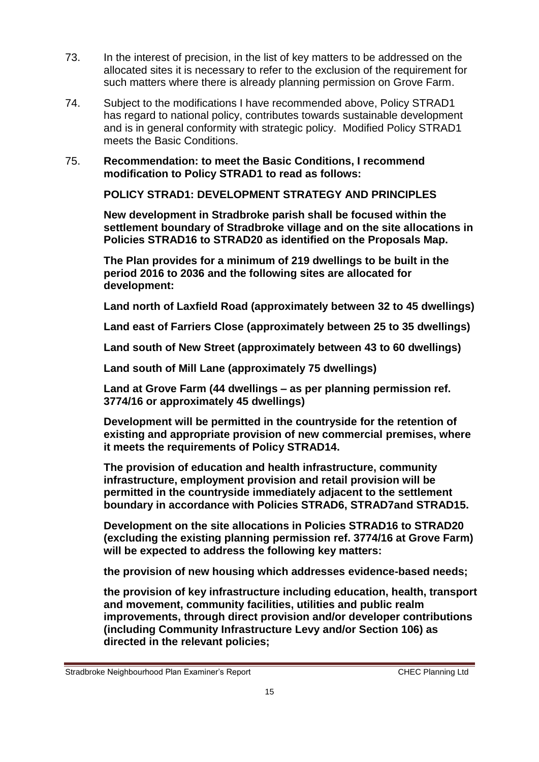73. In the interest of precision, in the list of key matters to be addressed on the allocated sites it is necessary to refer to the exclusion of the requirement for such matters where there is already planning permission on Grove Farm.

74. Subject to the modifications I have recommended above, Policy STRAD1 has regard to national policy, contributes towards sustainable development and is in general conformity with strategic policy. Modified Policy STRAD1 meets the Basic Conditions.

75. **Recommendation: to meet the Basic Conditions, I recommend modification to Policy STRAD1 to read as follows:**

**POLICY STRAD1: DEVELOPMENT STRATEGY AND PRINCIPLES**

**New development in Stradbroke parish shall be focused within the settlement boundary of Stradbroke village and on the site allocations in Policies STRAD16 to STRAD20 as identified on the Proposals Map.**

**The Plan provides for a minimum of 219 dwellings to be built in the period 2016 to 2036 and the following sites are allocated for development:**

**Land north of Laxfield Road (approximately between 32 to 45 dwellings)**

**Land east of Farriers Close (approximately between 25 to 35 dwellings)**

**Land south of New Street (approximately between 43 to 60 dwellings)**

**Land south of Mill Lane (approximately 75 dwellings)**

**Land at Grove Farm (44 dwellings – as per planning permission ref. 3774/16 or approximately 45 dwellings)**

**Development will be permitted in the countryside for the retention of existing and appropriate provision of new commercial premises, where it meets the requirements of Policy STRAD14.**

**The provision of education and health infrastructure, community infrastructure, employment provision and retail provision will be permitted in the countryside immediately adjacent to the settlement boundary in accordance with Policies STRAD6, STRAD7and STRAD15.**

**Development on the site allocations in Policies STRAD16 to STRAD20 (excluding the existing planning permission ref. 3774/16 at Grove Farm) will be expected to address the following key matters:**

**the provision of new housing which addresses evidence-based needs;**

**the provision of key infrastructure including education, health, transport and movement, community facilities, utilities and public realm improvements, through direct provision and/or developer contributions (including Community Infrastructure Levy and/or Section 106) as directed in the relevant policies;**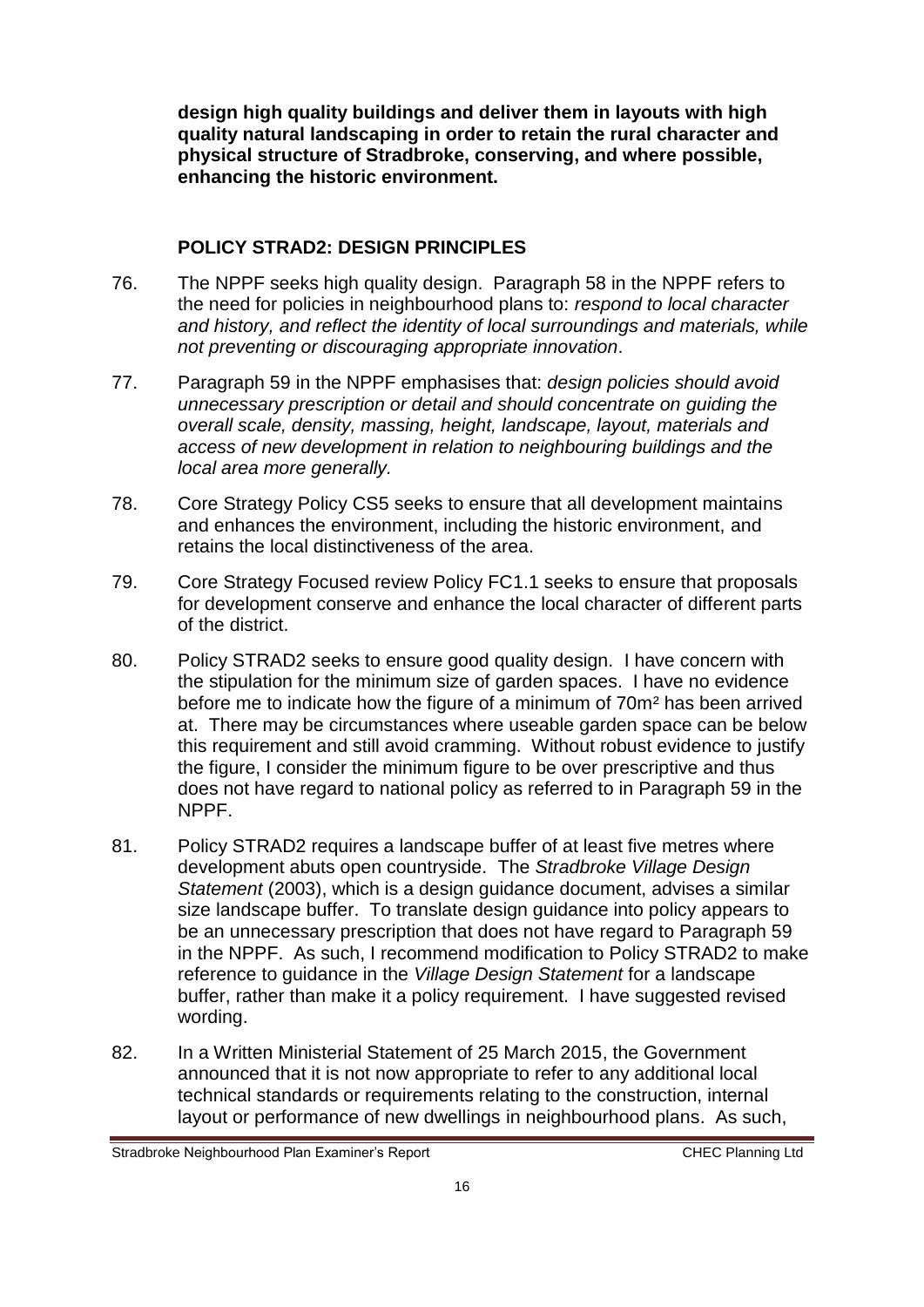**design high quality buildings and deliver them in layouts with high quality natural landscaping in order to retain the rural character and physical structure of Stradbroke, conserving, and where possible, enhancing the historic environment.**

## POLICY STRAD2: DESIGN PRINCIPLES

76. The NPPF seeks high quality design. Paragraph 58 in the NPPF refers to the need for policies in neighbourhood plans to: *respond to local character and history, and reflect the identity of local surroundings and materials, while not preventing or discouraging appropriate innovation*.

77. Paragraph 59 in the NPPF emphasises that: *design policies should avoid unnecessary prescription or detail and should concentrate on guiding the overall scale, density, massing, height, landscape, layout, materials and access of new development in relation to neighbouring buildings and the local area more generally.*

78. Core Strategy Policy CS5 seeks to ensure that all development maintains and enhances the environment, including the historic environment, and retains the local distinctiveness of the area.

79. Core Strategy Focused review Policy FC1.1 seeks to ensure that proposals for development conserve and enhance the local character of different parts of the district.

80. Policy STRAD2 seeks to ensure good quality design. I have concern with the stipulation for the minimum size of garden spaces. I have no evidence before me to indicate how the figure of a minimum of 70m² has been arrived at. There may be circumstances where useable garden space can be below this requirement and still avoid cramming. Without robust evidence to justify the figure, I consider the minimum figure to be over prescriptive and thus does not have regard to national policy as referred to in Paragraph 59 in the NPPF.

81. Policy STRAD2 requires a landscape buffer of at least five metres where development abuts open countryside. The *Stradbroke Village Design Statement* (2003), which is a design guidance document, advises a similar size landscape buffer. To translate design guidance into policy appears to be an unnecessary prescription that does not have regard to Paragraph 59 in the NPPF. As such, I recommend modification to Policy STRAD2 to make reference to guidance in the *Village Design Statement* for a landscape buffer, rather than make it a policy requirement. I have suggested revised wording.

82. In a Written Ministerial Statement of 25 March 2015, the Government announced that it is not now appropriate to refer to any additional local technical standards or requirements relating to the construction, internal layout or performance of new dwellings in neighbourhood plans. As such,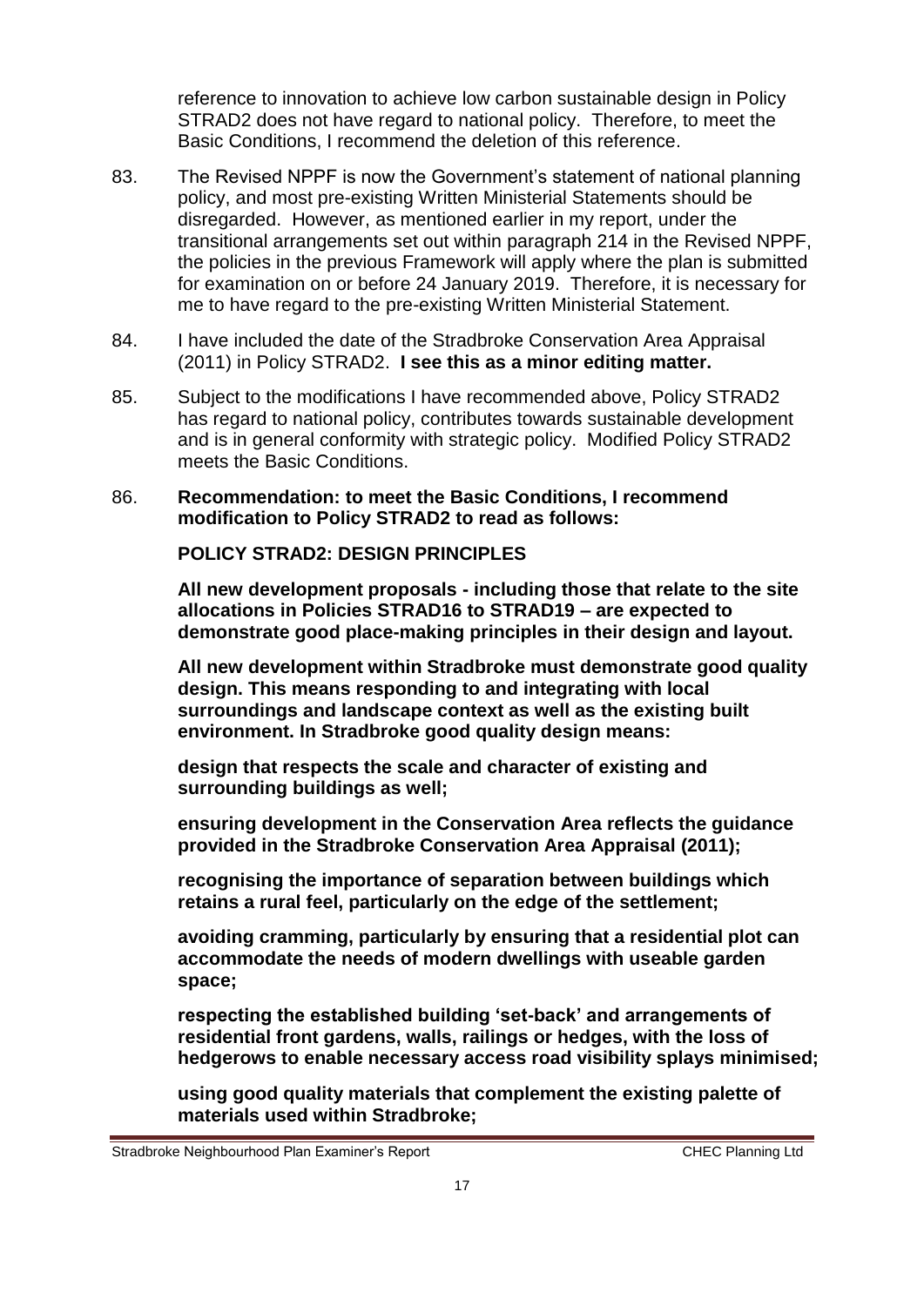reference to innovation to achieve low carbon sustainable design in Policy STRAD2 does not have regard to national policy. Therefore, to meet the Basic Conditions, I recommend the deletion of this reference.

83. The Revised NPPF is now the Government's statement of national planning policy, and most pre-existing Written Ministerial Statements should be disregarded. However, as mentioned earlier in my report, under the transitional arrangements set out within paragraph 214 in the Revised NPPF, the policies in the previous Framework will apply where the plan is submitted for examination on or before 24 January 2019. Therefore, it is necessary for me to have regard to the pre-existing Written Ministerial Statement.

84. I have included the date of the Stradbroke Conservation Area Appraisal (2011) in Policy STRAD2. **I see this as a minor editing matter.**

85. Subject to the modifications I have recommended above, Policy STRAD2 has regard to national policy, contributes towards sustainable development and is in general conformity with strategic policy. Modified Policy STRAD2 meets the Basic Conditions.

86. **Recommendation: to meet the Basic Conditions, I recommend modification to Policy STRAD2 to read as follows:**

**POLICY STRAD2: DESIGN PRINCIPLES**

**All new development proposals - including those that relate to the site allocations in Policies STRAD16 to STRAD19 – are expected to demonstrate good place-making principles in their design and layout.**

**All new development within Stradbroke must demonstrate good quality design. This means responding to and integrating with local surroundings and landscape context as well as the existing built environment. In Stradbroke good quality design means:**

**design that respects the scale and character of existing and surrounding buildings as well;**

**ensuring development in the Conservation Area reflects the guidance provided in the Stradbroke Conservation Area Appraisal (2011);**

**recognising the importance of separation between buildings which retains a rural feel, particularly on the edge of the settlement;**

**avoiding cramming, particularly by ensuring that a residential plot can accommodate the needs of modern dwellings with useable garden space;**

**respecting the established building 'set-back' and arrangements of residential front gardens, walls, railings or hedges, with the loss of hedgerows to enable necessary access road visibility splays minimised;**

**using good quality materials that complement the existing palette of materials used within Stradbroke;**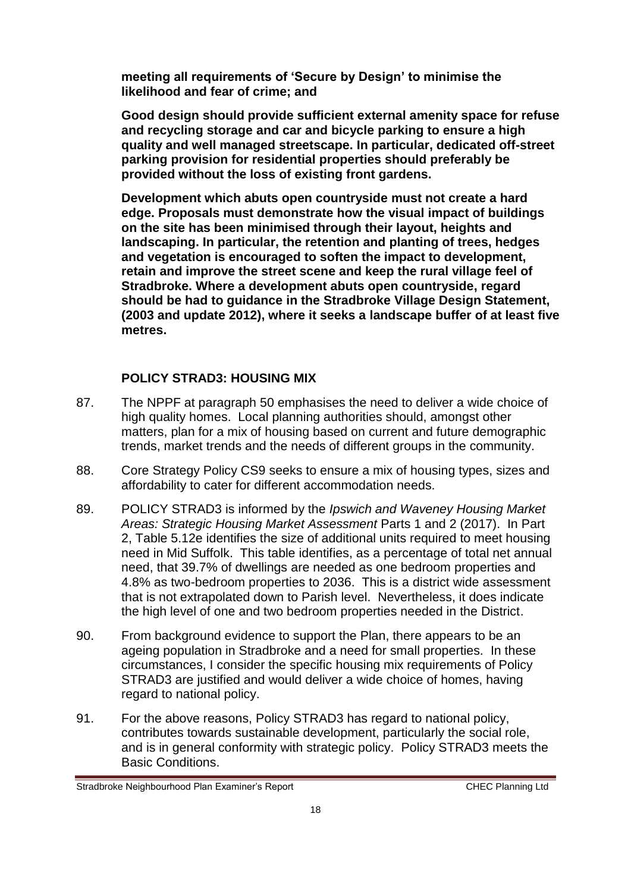**meeting all requirements of 'Secure by Design' to minimise the likelihood and fear of crime; and**

**Good design should provide sufficient external amenity space for refuse and recycling storage and car and bicycle parking to ensure a high quality and well managed streetscape. In particular, dedicated off-street parking provision for residential properties should preferably be provided without the loss of existing front gardens.**

**Development which abuts open countryside must not create a hard edge. Proposals must demonstrate how the visual impact of buildings on the site has been minimised through their layout, heights and landscaping. In particular, the retention and planting of trees, hedges and vegetation is encouraged to soften the impact to development, retain and improve the street scene and keep the rural village feel of Stradbroke. Where a development abuts open countryside, regard should be had to guidance in the Stradbroke Village Design Statement, (2003 and update 2012), where it seeks a landscape buffer of at least five metres.**

## POLICY STRAD3: HOUSING MIX

87. The NPPF at paragraph 50 emphasises the need to deliver a wide choice of high quality homes. Local planning authorities should, amongst other matters, plan for a mix of housing based on current and future demographic trends, market trends and the needs of different groups in the community.

88. Core Strategy Policy CS9 seeks to ensure a mix of housing types, sizes and affordability to cater for different accommodation needs.

89. POLICY STRAD3 is informed by the *Ipswich and Waveney Housing Market Areas: Strategic Housing Market Assessment* Parts 1 and 2 (2017). In Part 2, Table 5.12e identifies the size of additional units required to meet housing need in Mid Suffolk. This table identifies, as a percentage of total net annual need, that 39.7% of dwellings are needed as one bedroom properties and 4.8% as two-bedroom properties to 2036. This is a district wide assessment that is not extrapolated down to Parish level. Nevertheless, it does indicate the high level of one and two bedroom properties needed in the District.

90. From background evidence to support the Plan, there appears to be an ageing population in Stradbroke and a need for small properties. In these circumstances, I consider the specific housing mix requirements of Policy STRAD3 are justified and would deliver a wide choice of homes, having regard to national policy.

91. For the above reasons, Policy STRAD3 has regard to national policy, contributes towards sustainable development, particularly the social role, and is in general conformity with strategic policy. Policy STRAD3 meets the Basic Conditions.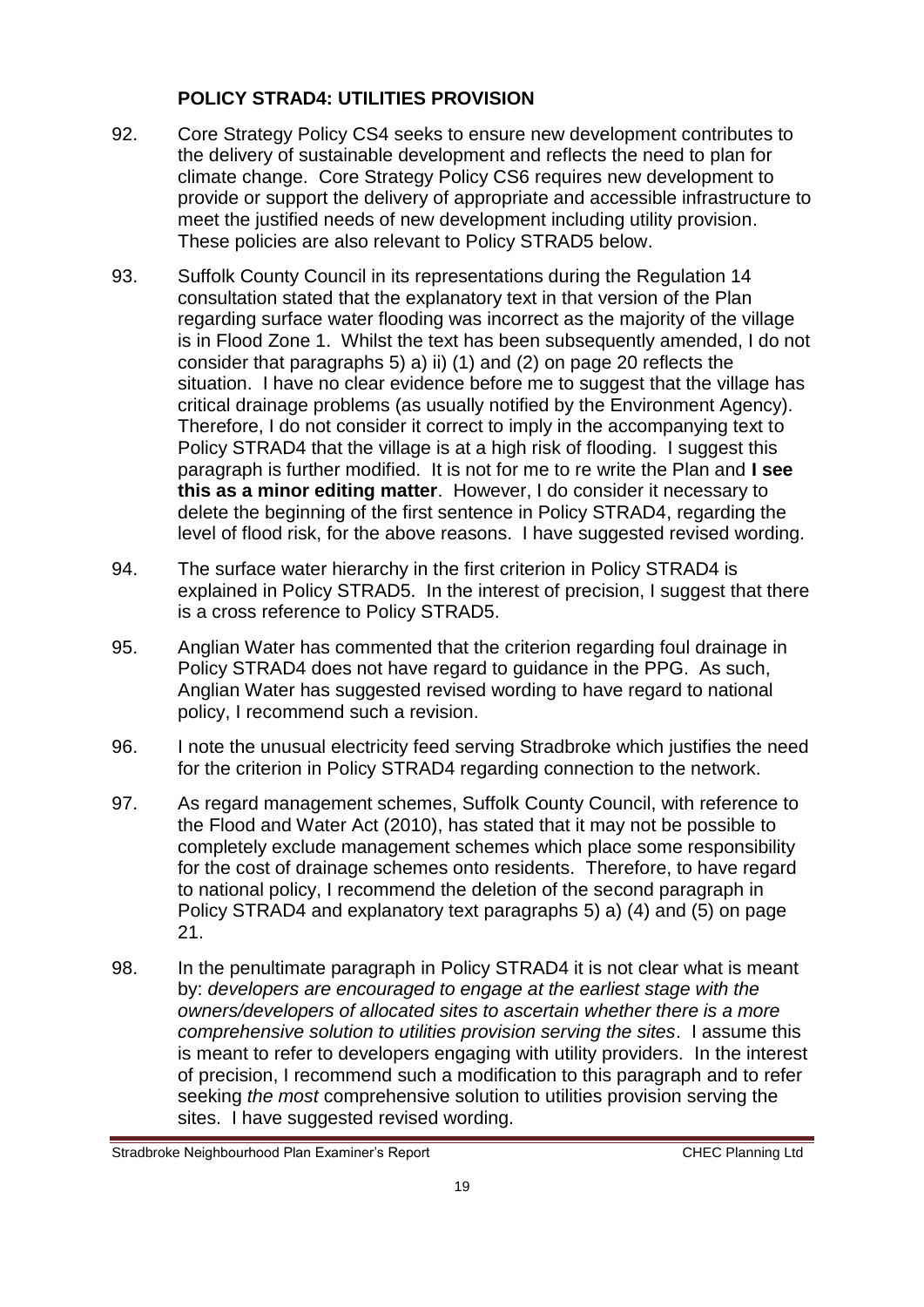## POLICY STRAD4: UTILITIES PROVISION

92. Core Strategy Policy CS4 seeks to ensure new development contributes to the delivery of sustainable development and reflects the need to plan for climate change. Core Strategy Policy CS6 requires new development to provide or support the delivery of appropriate and accessible infrastructure to meet the justified needs of new development including utility provision. These policies are also relevant to Policy STRAD5 below.

93. Suffolk County Council in its representations during the Regulation 14 consultation stated that the explanatory text in that version of the Plan regarding surface water flooding was incorrect as the majority of the village is in Flood Zone 1. Whilst the text has been subsequently amended, I do not consider that paragraphs 5) a) ii) (1) and (2) on page 20 reflects the situation. I have no clear evidence before me to suggest that the village has critical drainage problems (as usually notified by the Environment Agency). Therefore, I do not consider it correct to imply in the accompanying text to Policy STRAD4 that the village is at a high risk of flooding. I suggest this paragraph is further modified. It is not for me to re write the Plan and **I see this as a minor editing matter**. However, I do consider it necessary to delete the beginning of the first sentence in Policy STRAD4, regarding the level of flood risk, for the above reasons. I have suggested revised wording.

94. The surface water hierarchy in the first criterion in Policy STRAD4 is explained in Policy STRAD5. In the interest of precision, I suggest that there is a cross reference to Policy STRAD5.

95. Anglian Water has commented that the criterion regarding foul drainage in Policy STRAD4 does not have regard to guidance in the PPG. As such, Anglian Water has suggested revised wording to have regard to national policy, I recommend such a revision.

96. I note the unusual electricity feed serving Stradbroke which justifies the need for the criterion in Policy STRAD4 regarding connection to the network.

97. As regard management schemes, Suffolk County Council, with reference to the Flood and Water Act (2010), has stated that it may not be possible to completely exclude management schemes which place some responsibility for the cost of drainage schemes onto residents. Therefore, to have regard to national policy, I recommend the deletion of the second paragraph in Policy STRAD4 and explanatory text paragraphs 5) a) (4) and (5) on page 21.

98. In the penultimate paragraph in Policy STRAD4 it is not clear what is meant by: *developers are encouraged to engage at the earliest stage with the owners/developers of allocated sites to ascertain whether there is a more comprehensive solution to utilities provision serving the sites*. I assume this is meant to refer to developers engaging with utility providers. In the interest of precision, I recommend such a modification to this paragraph and to refer seeking *the most* comprehensive solution to utilities provision serving the sites. I have suggested revised wording.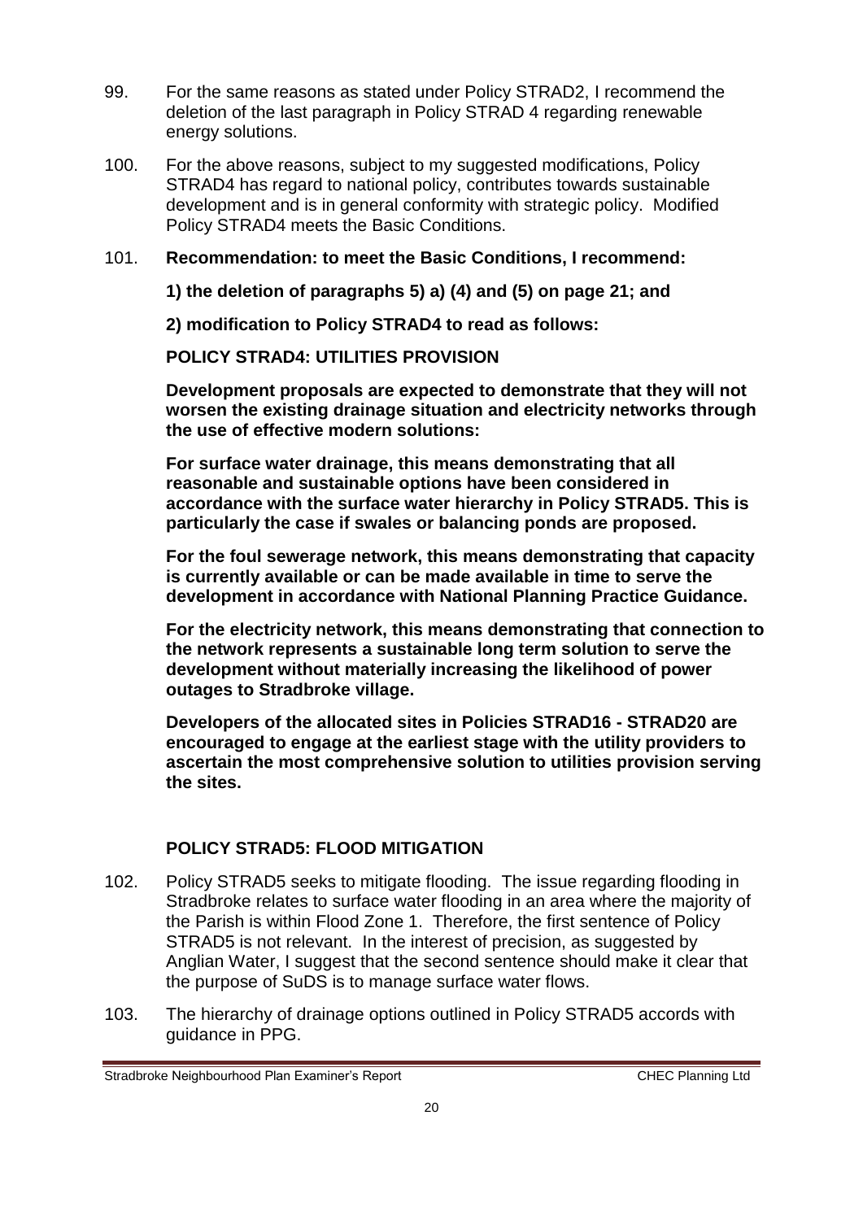99. For the same reasons as stated under Policy STRAD2, I recommend the deletion of the last paragraph in Policy STRAD 4 regarding renewable energy solutions.

100. For the above reasons, subject to my suggested modifications, Policy STRAD4 has regard to national policy, contributes towards sustainable development and is in general conformity with strategic policy. Modified Policy STRAD4 meets the Basic Conditions.

101. **Recommendation: to meet the Basic Conditions, I recommend:**

**1) the deletion of paragraphs 5) a) (4) and (5) on page 21; and**

**2) modification to Policy STRAD4 to read as follows:**

**POLICY STRAD4: UTILITIES PROVISION**

**Development proposals are expected to demonstrate that they will not worsen the existing drainage situation and electricity networks through the use of effective modern solutions:**

**For surface water drainage, this means demonstrating that all reasonable and sustainable options have been considered in accordance with the surface water hierarchy in Policy STRAD5. This is particularly the case if swales or balancing ponds are proposed.**

**For the foul sewerage network, this means demonstrating that capacity is currently available or can be made available in time to serve the development in accordance with National Planning Practice Guidance.**

**For the electricity network, this means demonstrating that connection to the network represents a sustainable long term solution to serve the development without materially increasing the likelihood of power outages to Stradbroke village.**

**Developers of the allocated sites in Policies STRAD16 - STRAD20 are encouraged to engage at the earliest stage with the utility providers to ascertain the most comprehensive solution to utilities provision serving the sites.**

## POLICY STRAD5: FLOOD MITIGATION

102. Policy STRAD5 seeks to mitigate flooding. The issue regarding flooding in Stradbroke relates to surface water flooding in an area where the majority of the Parish is within Flood Zone 1. Therefore, the first sentence of Policy STRAD5 is not relevant. In the interest of precision, as suggested by Anglian Water, I suggest that the second sentence should make it clear that the purpose of SuDS is to manage surface water flows.

103. The hierarchy of drainage options outlined in Policy STRAD5 accords with guidance in PPG.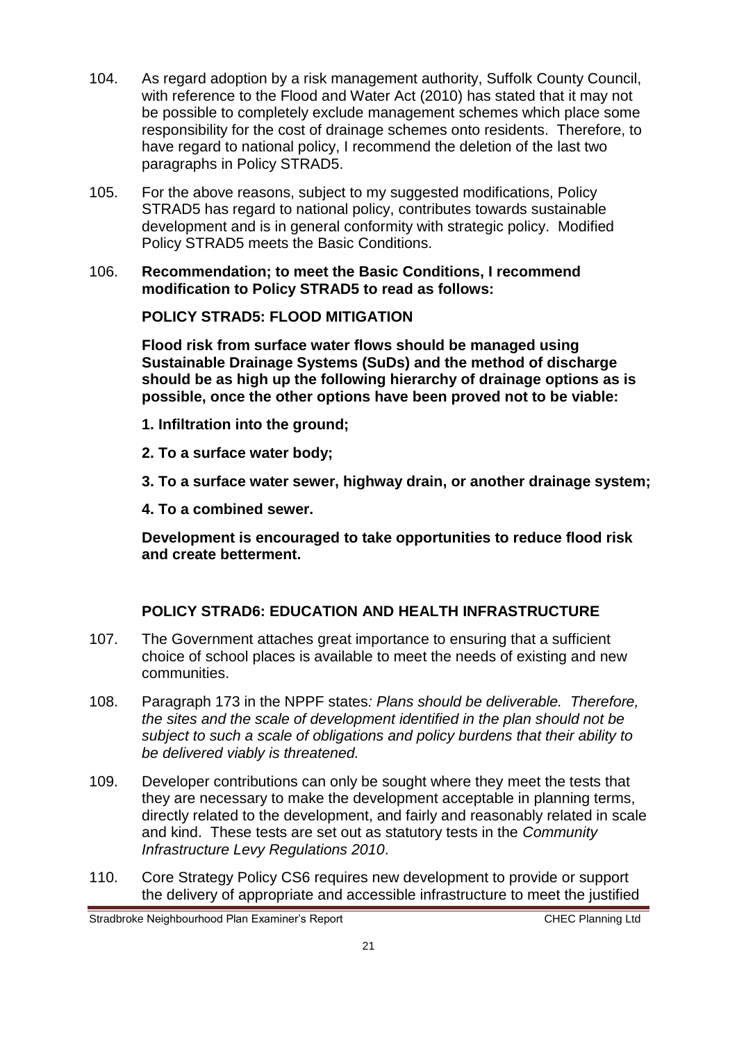104. As regard adoption by a risk management authority, Suffolk County Council, with reference to the Flood and Water Act (2010) has stated that it may not be possible to completely exclude management schemes which place some responsibility for the cost of drainage schemes onto residents. Therefore, to have regard to national policy, I recommend the deletion of the last two paragraphs in Policy STRAD5.

105. For the above reasons, subject to my suggested modifications, Policy STRAD5 has regard to national policy, contributes towards sustainable development and is in general conformity with strategic policy. Modified Policy STRAD5 meets the Basic Conditions.

106. **Recommendation; to meet the Basic Conditions, I recommend modification to Policy STRAD5 to read as follows:**

**POLICY STRAD5: FLOOD MITIGATION**

**Flood risk from surface water flows should be managed using Sustainable Drainage Systems (SuDs) and the method of discharge should be as high up the following hierarchy of drainage options as is possible, once the other options have been proved not to be viable:**

**1. Infiltration into the ground;**

**2. To a surface water body;**

**3. To a surface water sewer, highway drain, or another drainage system;**

**4. To a combined sewer.**

**Development is encouraged to take opportunities to reduce flood risk and create betterment.**

## POLICY STRAD6: EDUCATION AND HEALTH INFRASTRUCTURE

107. The Government attaches great importance to ensuring that a sufficient choice of school places is available to meet the needs of existing and new communities.

108. Paragraph 173 in the NPPF states*: Plans should be deliverable. Therefore, the sites and the scale of development identified in the plan should not be subject to such a scale of obligations and policy burdens that their ability to be delivered viably is threatened.*

109. Developer contributions can only be sought where they meet the tests that they are necessary to make the development acceptable in planning terms, directly related to the development, and fairly and reasonably related in scale and kind. These tests are set out as statutory tests in the *Community Infrastructure Levy Regulations 2010*.

110. Core Strategy Policy CS6 requires new development to provide or support the delivery of appropriate and accessible infrastructure to meet the justified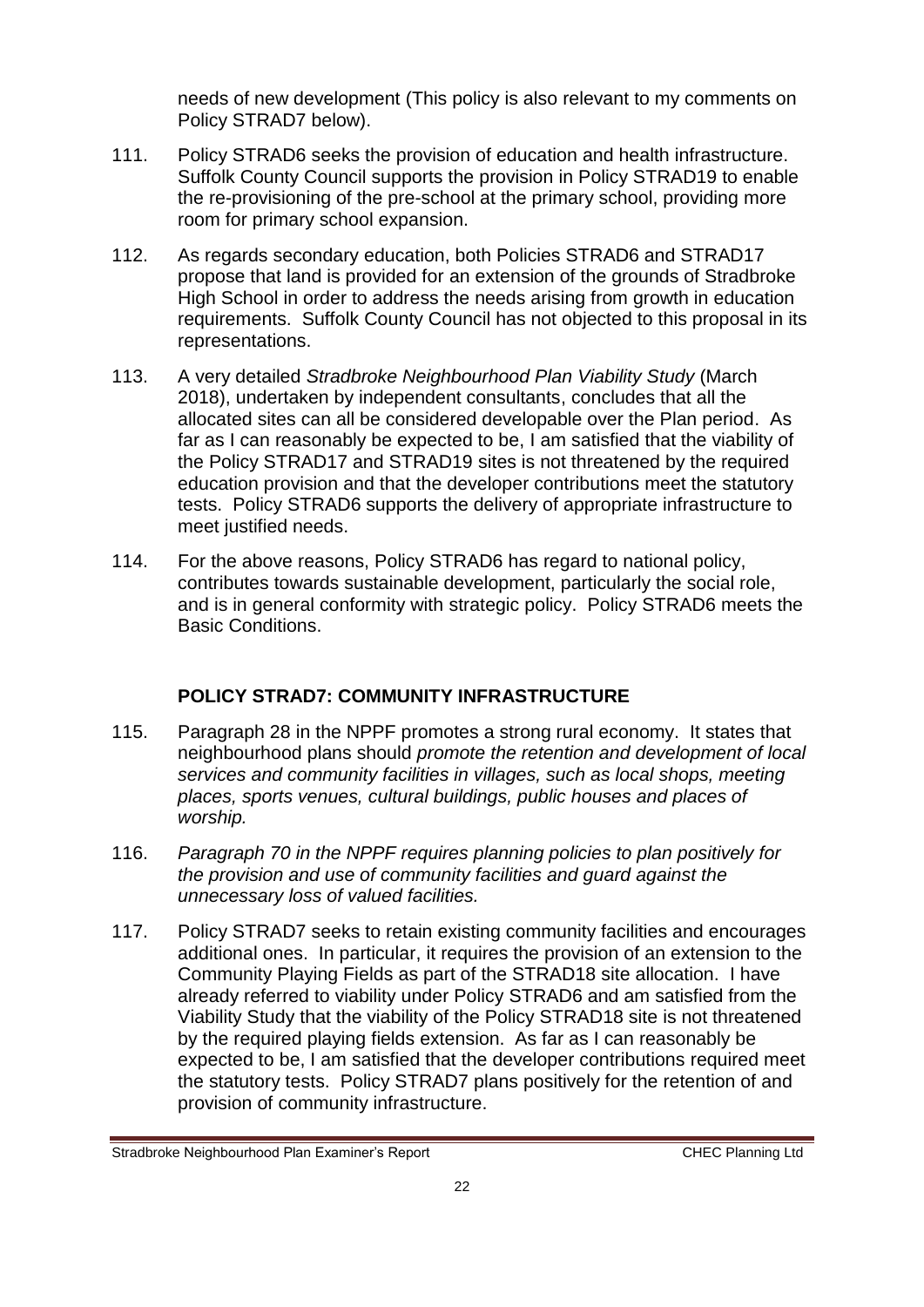needs of new development (This policy is also relevant to my comments on Policy STRAD7 below).

111. Policy STRAD6 seeks the provision of education and health infrastructure. Suffolk County Council supports the provision in Policy STRAD19 to enable the re-provisioning of the pre-school at the primary school, providing more room for primary school expansion.

112. As regards secondary education, both Policies STRAD6 and STRAD17 propose that land is provided for an extension of the grounds of Stradbroke High School in order to address the needs arising from growth in education requirements. Suffolk County Council has not objected to this proposal in its representations.

113. A very detailed *Stradbroke Neighbourhood Plan Viability Study* (March 2018), undertaken by independent consultants, concludes that all the allocated sites can all be considered developable over the Plan period. As far as I can reasonably be expected to be, I am satisfied that the viability of the Policy STRAD17 and STRAD19 sites is not threatened by the required education provision and that the developer contributions meet the statutory tests. Policy STRAD6 supports the delivery of appropriate infrastructure to meet justified needs.

114. For the above reasons, Policy STRAD6 has regard to national policy, contributes towards sustainable development, particularly the social role, and is in general conformity with strategic policy. Policy STRAD6 meets the Basic Conditions.

## POLICY STRAD7: COMMUNITY INFRASTRUCTURE

115. Paragraph 28 in the NPPF promotes a strong rural economy. It states that neighbourhood plans should *promote the retention and development of local services and community facilities in villages, such as local shops, meeting places, sports venues, cultural buildings, public houses and places of worship.*

116. *Paragraph 70 in the NPPF requires planning policies to plan positively for the provision and use of community facilities and guard against the unnecessary loss of valued facilities.*

117. Policy STRAD7 seeks to retain existing community facilities and encourages additional ones. In particular, it requires the provision of an extension to the Community Playing Fields as part of the STRAD18 site allocation. I have already referred to viability under Policy STRAD6 and am satisfied from the Viability Study that the viability of the Policy STRAD18 site is not threatened by the required playing fields extension. As far as I can reasonably be expected to be, I am satisfied that the developer contributions required meet the statutory tests. Policy STRAD7 plans positively for the retention of and provision of community infrastructure.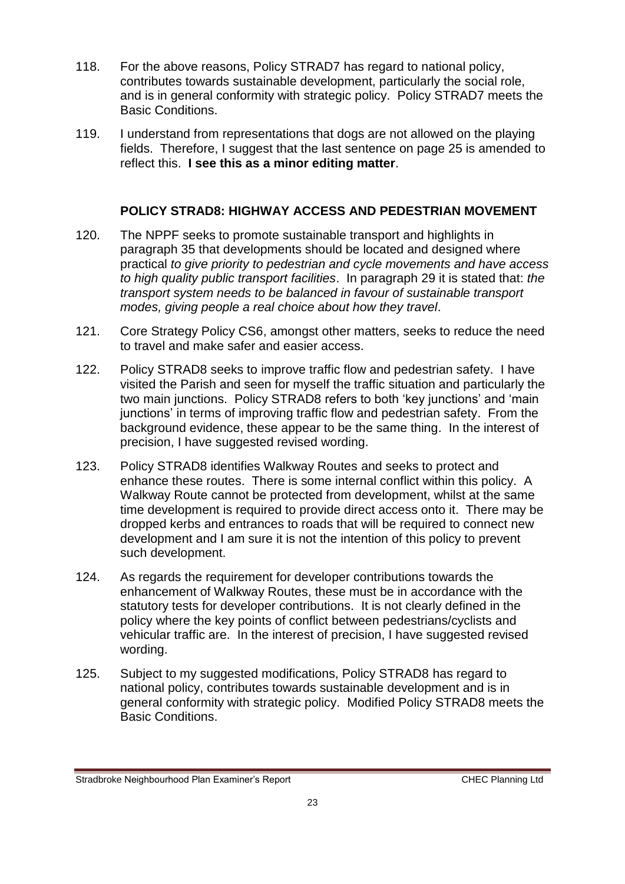118. For the above reasons, Policy STRAD7 has regard to national policy, contributes towards sustainable development, particularly the social role, and is in general conformity with strategic policy. Policy STRAD7 meets the Basic Conditions.

119. I understand from representations that dogs are not allowed on the playing fields. Therefore, I suggest that the last sentence on page 25 is amended to reflect this. **I see this as a minor editing matter**.

## POLICY STRAD8: HIGHWAY ACCESS AND PEDESTRIAN MOVEMENT

120. The NPPF seeks to promote sustainable transport and highlights in paragraph 35 that developments should be located and designed where practical *to give priority to pedestrian and cycle movements and have access to high quality public transport facilities*. In paragraph 29 it is stated that: *the transport system needs to be balanced in favour of sustainable transport modes, giving people a real choice about how they travel*.

121. Core Strategy Policy CS6, amongst other matters, seeks to reduce the need to travel and make safer and easier access.

122. Policy STRAD8 seeks to improve traffic flow and pedestrian safety. I have visited the Parish and seen for myself the traffic situation and particularly the two main junctions. Policy STRAD8 refers to both 'key junctions' and 'main junctions' in terms of improving traffic flow and pedestrian safety. From the background evidence, these appear to be the same thing. In the interest of precision, I have suggested revised wording.

123. Policy STRAD8 identifies Walkway Routes and seeks to protect and enhance these routes. There is some internal conflict within this policy. A Walkway Route cannot be protected from development, whilst at the same time development is required to provide direct access onto it. There may be dropped kerbs and entrances to roads that will be required to connect new development and I am sure it is not the intention of this policy to prevent such development.

124. As regards the requirement for developer contributions towards the enhancement of Walkway Routes, these must be in accordance with the statutory tests for developer contributions. It is not clearly defined in the policy where the key points of conflict between pedestrians/cyclists and vehicular traffic are. In the interest of precision, I have suggested revised wording.

125. Subject to my suggested modifications, Policy STRAD8 has regard to national policy, contributes towards sustainable development and is in general conformity with strategic policy. Modified Policy STRAD8 meets the Basic Conditions.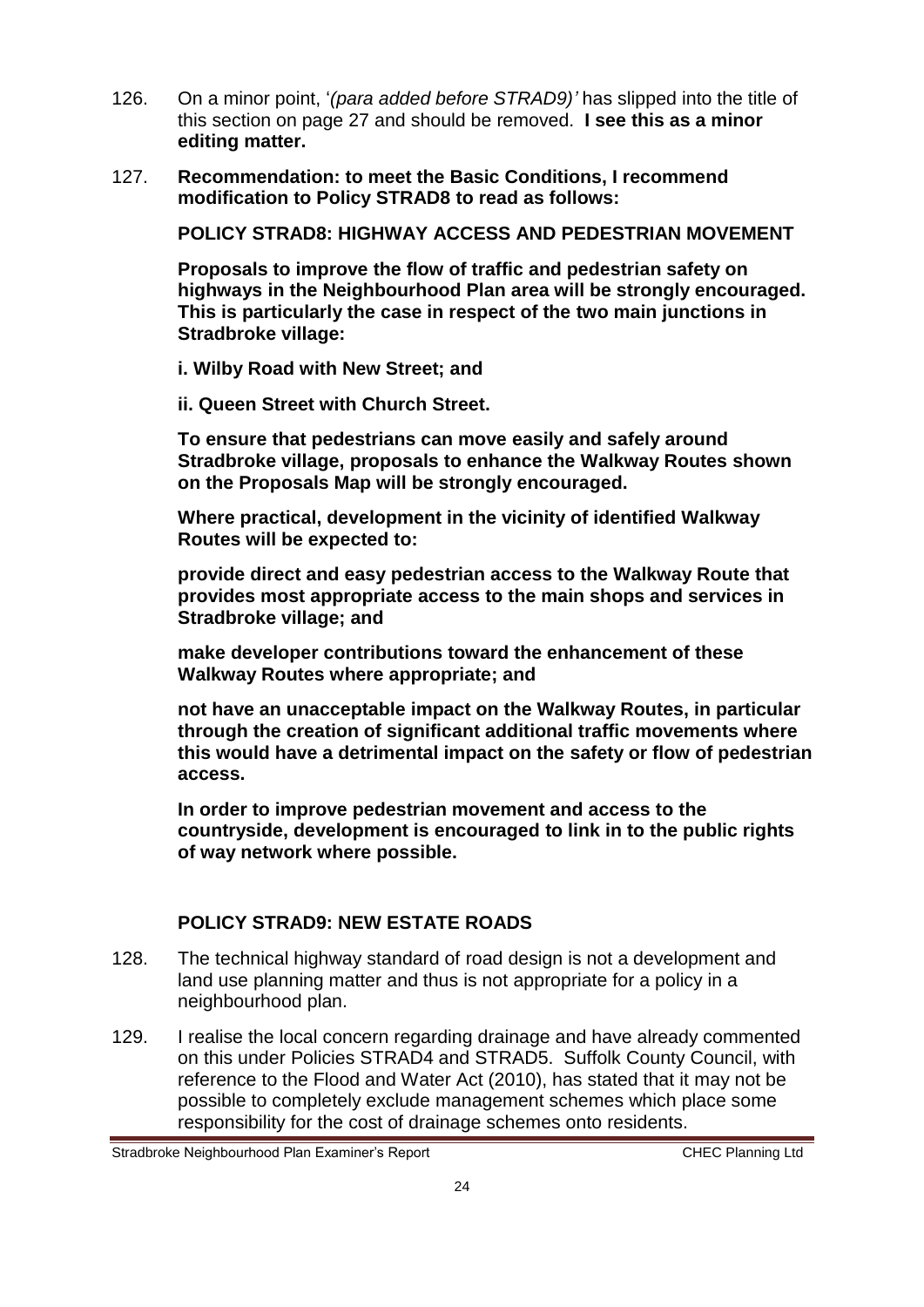126. On a minor point, '*(para added before STRAD9)'* has slipped into the title of this section on page 27 and should be removed. **I see this as a minor editing matter.**

127. **Recommendation: to meet the Basic Conditions, I recommend modification to Policy STRAD8 to read as follows:**

**POLICY STRAD8: HIGHWAY ACCESS AND PEDESTRIAN MOVEMENT**

**Proposals to improve the flow of traffic and pedestrian safety on highways in the Neighbourhood Plan area will be strongly encouraged. This is particularly the case in respect of the two main junctions in Stradbroke village:**

**i. Wilby Road with New Street; and**

**ii. Queen Street with Church Street.**

**To ensure that pedestrians can move easily and safely around Stradbroke village, proposals to enhance the Walkway Routes shown on the Proposals Map will be strongly encouraged.**

**Where practical, development in the vicinity of identified Walkway Routes will be expected to:**

**provide direct and easy pedestrian access to the Walkway Route that provides most appropriate access to the main shops and services in Stradbroke village; and**

**make developer contributions toward the enhancement of these Walkway Routes where appropriate; and**

**not have an unacceptable impact on the Walkway Routes, in particular through the creation of significant additional traffic movements where this would have a detrimental impact on the safety or flow of pedestrian access.**

**In order to improve pedestrian movement and access to the countryside, development is encouraged to link in to the public rights of way network where possible.**

## POLICY STRAD9: NEW ESTATE ROADS

128. The technical highway standard of road design is not a development and land use planning matter and thus is not appropriate for a policy in a neighbourhood plan.

129. I realise the local concern regarding drainage and have already commented on this under Policies STRAD4 and STRAD5. Suffolk County Council, with reference to the Flood and Water Act (2010), has stated that it may not be possible to completely exclude management schemes which place some responsibility for the cost of drainage schemes onto residents.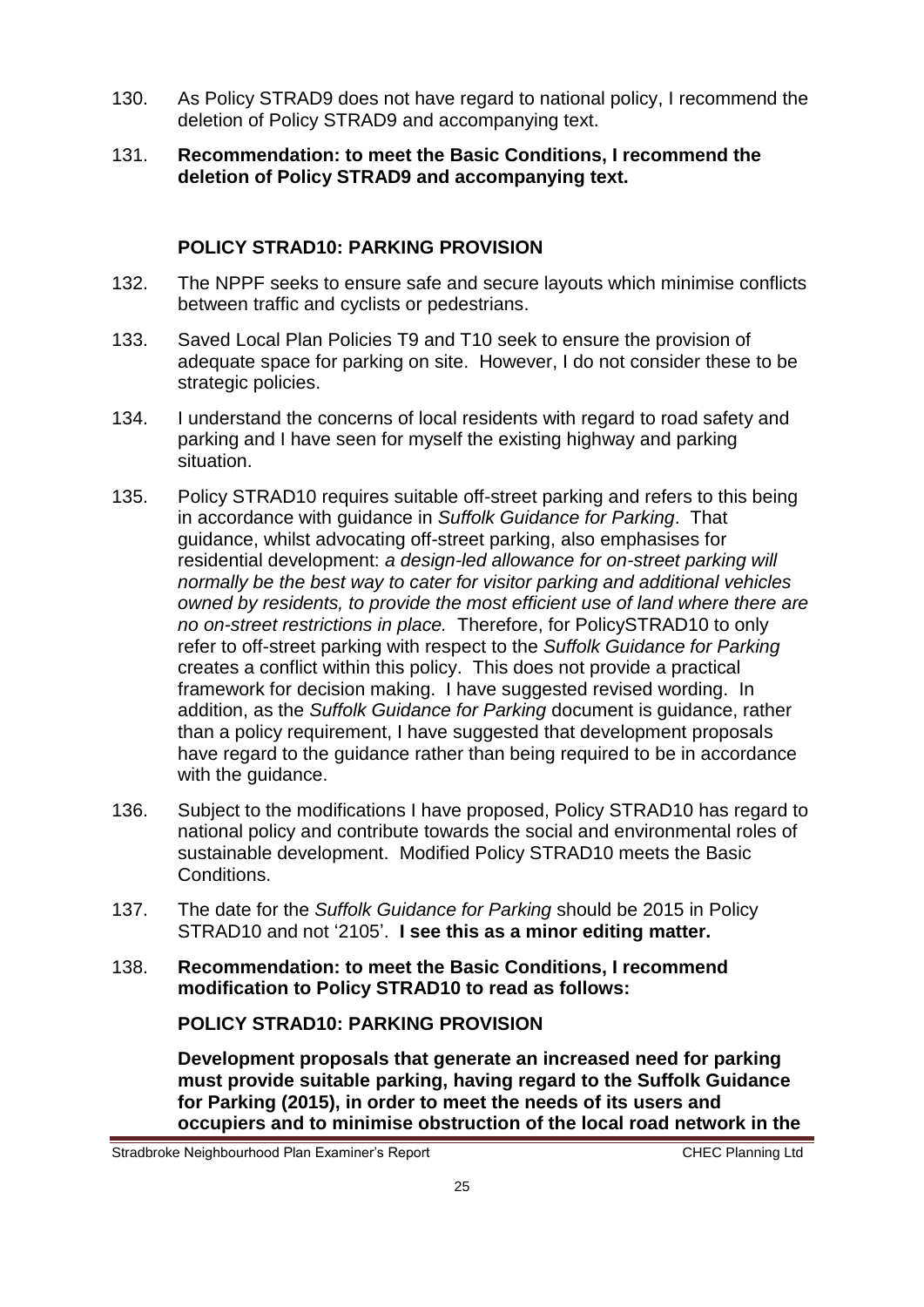130. As Policy STRAD9 does not have regard to national policy, I recommend the deletion of Policy STRAD9 and accompanying text.

131. **Recommendation: to meet the Basic Conditions, I recommend the deletion of Policy STRAD9 and accompanying text.**

## POLICY STRAD10: PARKING PROVISION

132. The NPPF seeks to ensure safe and secure layouts which minimise conflicts between traffic and cyclists or pedestrians.

133. Saved Local Plan Policies T9 and T10 seek to ensure the provision of adequate space for parking on site. However, I do not consider these to be strategic policies.

134. I understand the concerns of local residents with regard to road safety and parking and I have seen for myself the existing highway and parking situation.

135. Policy STRAD10 requires suitable off-street parking and refers to this being in accordance with guidance in *Suffolk Guidance for Parking*. That guidance, whilst advocating off-street parking, also emphasises for residential development: *a design-led allowance for on-street parking will normally be the best way to cater for visitor parking and additional vehicles owned by residents, to provide the most efficient use of land where there are no on-street restrictions in place.* Therefore, for PolicySTRAD10 to only refer to off-street parking with respect to the *Suffolk Guidance for Parking* creates a conflict within this policy. This does not provide a practical framework for decision making. I have suggested revised wording. In addition, as the *Suffolk Guidance for Parking* document is guidance, rather than a policy requirement, I have suggested that development proposals have regard to the guidance rather than being required to be in accordance with the guidance.

136. Subject to the modifications I have proposed, Policy STRAD10 has regard to national policy and contribute towards the social and environmental roles of sustainable development. Modified Policy STRAD10 meets the Basic Conditions.

137. The date for the *Suffolk Guidance for Parking* should be 2015 in Policy STRAD10 and not '2105'. **I see this as a minor editing matter.**

138. **Recommendation: to meet the Basic Conditions, I recommend modification to Policy STRAD10 to read as follows:**

**POLICY STRAD10: PARKING PROVISION**

**Development proposals that generate an increased need for parking must provide suitable parking, having regard to the Suffolk Guidance for Parking (2015), in order to meet the needs of its users and occupiers and to minimise obstruction of the local road network in the**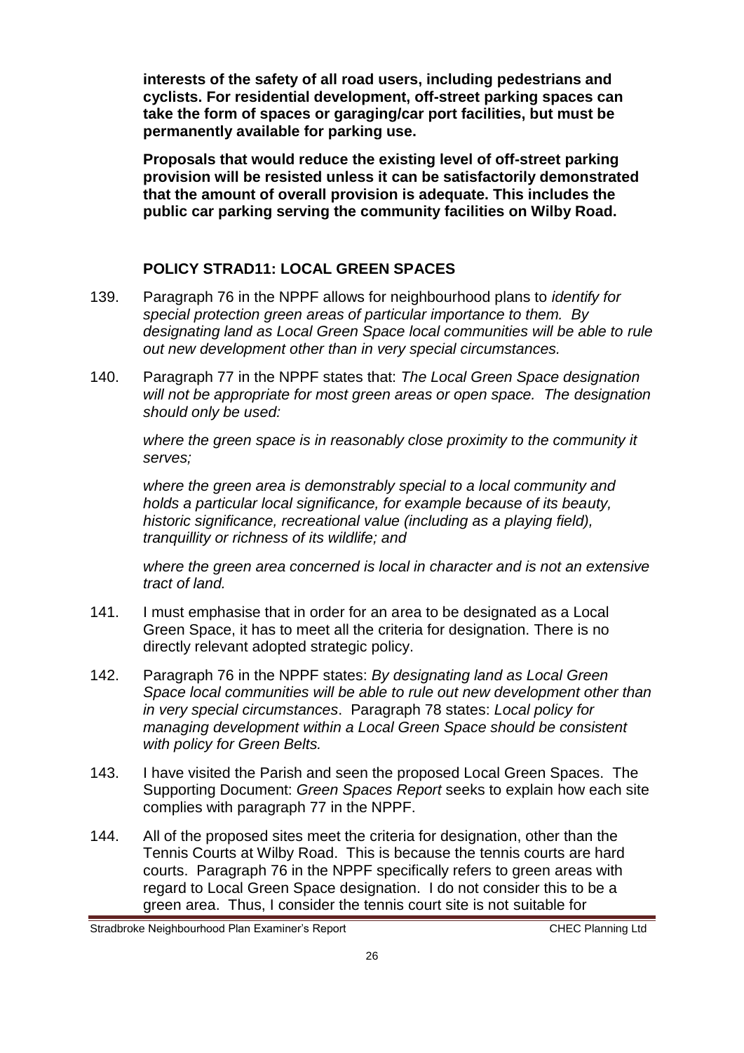**interests of the safety of all road users, including pedestrians and cyclists. For residential development, off-street parking spaces can take the form of spaces or garaging/car port facilities, but must be permanently available for parking use.**

**Proposals that would reduce the existing level of off-street parking provision will be resisted unless it can be satisfactorily demonstrated that the amount of overall provision is adequate. This includes the public car parking serving the community facilities on Wilby Road.**

## POLICY STRAD11: LOCAL GREEN SPACES

139. Paragraph 76 in the NPPF allows for neighbourhood plans to *identify for special protection green areas of particular importance to them. By designating land as Local Green Space local communities will be able to rule out new development other than in very special circumstances.*

140. Paragraph 77 in the NPPF states that: *The Local Green Space designation will not be appropriate for most green areas or open space. The designation should only be used:*

    *where the green space is in reasonably close proximity to the community it serves;*

    *where the green area is demonstrably special to a local community and holds a particular local significance, for example because of its beauty, historic significance, recreational value (including as a playing field), tranquillity or richness of its wildlife; and*

    *where the green area concerned is local in character and is not an extensive tract of land.*

141. I must emphasise that in order for an area to be designated as a Local Green Space, it has to meet all the criteria for designation. There is no directly relevant adopted strategic policy.

142. Paragraph 76 in the NPPF states: *By designating land as Local Green Space local communities will be able to rule out new development other than in very special circumstances*. Paragraph 78 states: *Local policy for managing development within a Local Green Space should be consistent with policy for Green Belts.*

143. I have visited the Parish and seen the proposed Local Green Spaces. The Supporting Document: *Green Spaces Report* seeks to explain how each site complies with paragraph 77 in the NPPF.

144. All of the proposed sites meet the criteria for designation, other than the Tennis Courts at Wilby Road. This is because the tennis courts are hard courts. Paragraph 76 in the NPPF specifically refers to green areas with regard to Local Green Space designation. I do not consider this to be a green area. Thus, I consider the tennis court site is not suitable for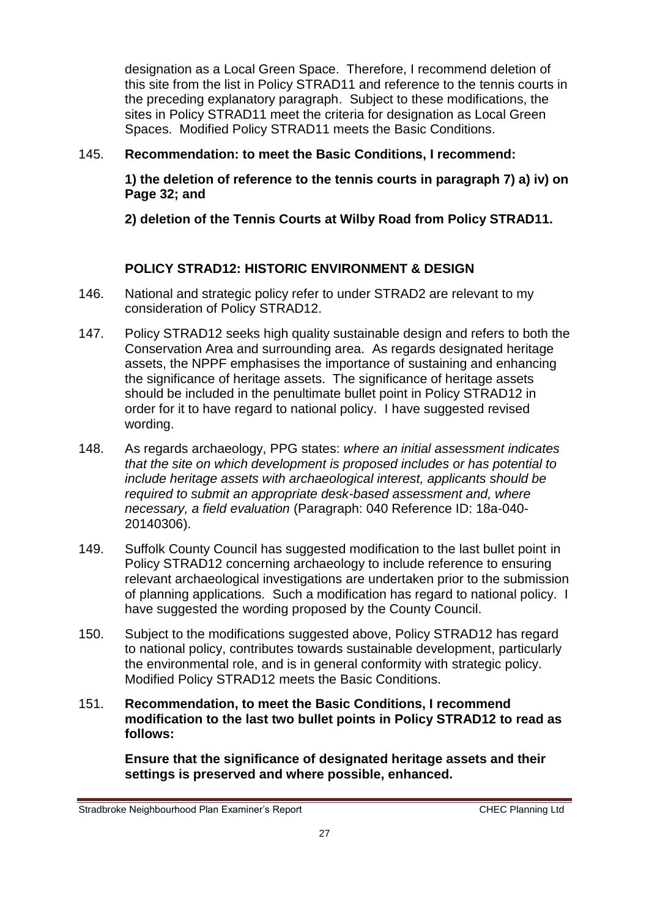designation as a Local Green Space. Therefore, I recommend deletion of this site from the list in Policy STRAD11 and reference to the tennis courts in the preceding explanatory paragraph. Subject to these modifications, the sites in Policy STRAD11 meet the criteria for designation as Local Green Spaces. Modified Policy STRAD11 meets the Basic Conditions.

145. **Recommendation: to meet the Basic Conditions, I recommend:**

**1) the deletion of reference to the tennis courts in paragraph 7) a) iv) on Page 32; and**

**2) deletion of the Tennis Courts at Wilby Road from Policy STRAD11.**

### POLICY STRAD12: HISTORIC ENVIRONMENT & DESIGN

146. National and strategic policy refer to under STRAD2 are relevant to my consideration of Policy STRAD12.

147. Policy STRAD12 seeks high quality sustainable design and refers to both the Conservation Area and surrounding area. As regards designated heritage assets, the NPPF emphasises the importance of sustaining and enhancing the significance of heritage assets. The significance of heritage assets should be included in the penultimate bullet point in Policy STRAD12 in order for it to have regard to national policy. I have suggested revised wording.

148. As regards archaeology, PPG states: *where an initial assessment indicates that the site on which development is proposed includes or has potential to include heritage assets with archaeological interest, applicants should be required to submit an appropriate desk-based assessment and, where necessary, a field evaluation* (Paragraph: 040 Reference ID: 18a-040-20140306).

149. Suffolk County Council has suggested modification to the last bullet point in Policy STRAD12 concerning archaeology to include reference to ensuring relevant archaeological investigations are undertaken prior to the submission of planning applications. Such a modification has regard to national policy. I have suggested the wording proposed by the County Council.

150. Subject to the modifications suggested above, Policy STRAD12 has regard to national policy, contributes towards sustainable development, particularly the environmental role, and is in general conformity with strategic policy. Modified Policy STRAD12 meets the Basic Conditions.

151. **Recommendation, to meet the Basic Conditions, I recommend modification to the last two bullet points in Policy STRAD12 to read as follows:**

**Ensure that the significance of designated heritage assets and their settings is preserved and where possible, enhanced.**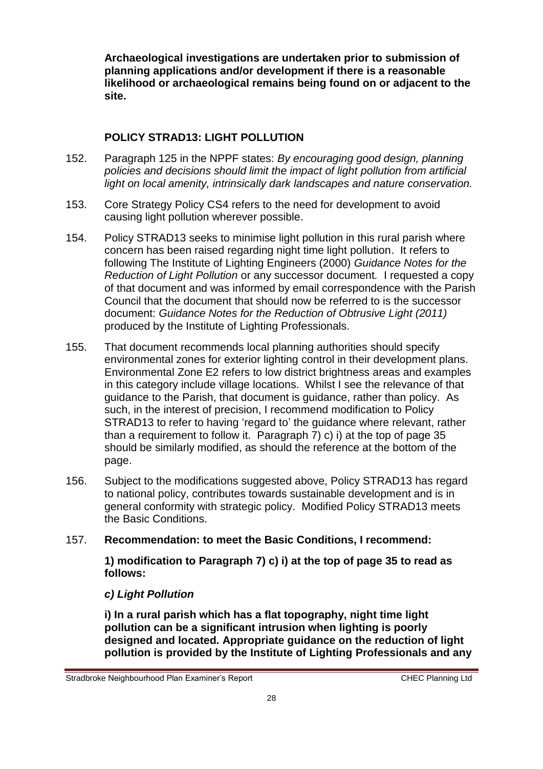**Archaeological investigations are undertaken prior to submission of planning applications and/or development if there is a reasonable likelihood or archaeological remains being found on or adjacent to the site.**

## POLICY STRAD13: LIGHT POLLUTION

152. Paragraph 125 in the NPPF states: *By encouraging good design, planning policies and decisions should limit the impact of light pollution from artificial light on local amenity, intrinsically dark landscapes and nature conservation.*

153. Core Strategy Policy CS4 refers to the need for development to avoid causing light pollution wherever possible.

154. Policy STRAD13 seeks to minimise light pollution in this rural parish where concern has been raised regarding night time light pollution. It refers to following The Institute of Lighting Engineers (2000) *Guidance Notes for the Reduction of Light Pollution* or any successor document*.* I requested a copy of that document and was informed by email correspondence with the Parish Council that the document that should now be referred to is the successor document: *Guidance Notes for the Reduction of Obtrusive Light (2011)* produced by the Institute of Lighting Professionals.

155. That document recommends local planning authorities should specify environmental zones for exterior lighting control in their development plans. Environmental Zone E2 refers to low district brightness areas and examples in this category include village locations. Whilst I see the relevance of that guidance to the Parish, that document is guidance, rather than policy. As such, in the interest of precision, I recommend modification to Policy STRAD13 to refer to having 'regard to' the guidance where relevant, rather than a requirement to follow it. Paragraph 7) c) i) at the top of page 35 should be similarly modified, as should the reference at the bottom of the page.

156. Subject to the modifications suggested above, Policy STRAD13 has regard to national policy, contributes towards sustainable development and is in general conformity with strategic policy. Modified Policy STRAD13 meets the Basic Conditions.

157. **Recommendation: to meet the Basic Conditions, I recommend:**

**1) modification to Paragraph 7) c) i) at the top of page 35 to read as follows:**

***c) Light Pollution***

**i) In a rural parish which has a flat topography, night time light pollution can be a significant intrusion when lighting is poorly designed and located. Appropriate guidance on the reduction of light pollution is provided by the Institute of Lighting Professionals and any**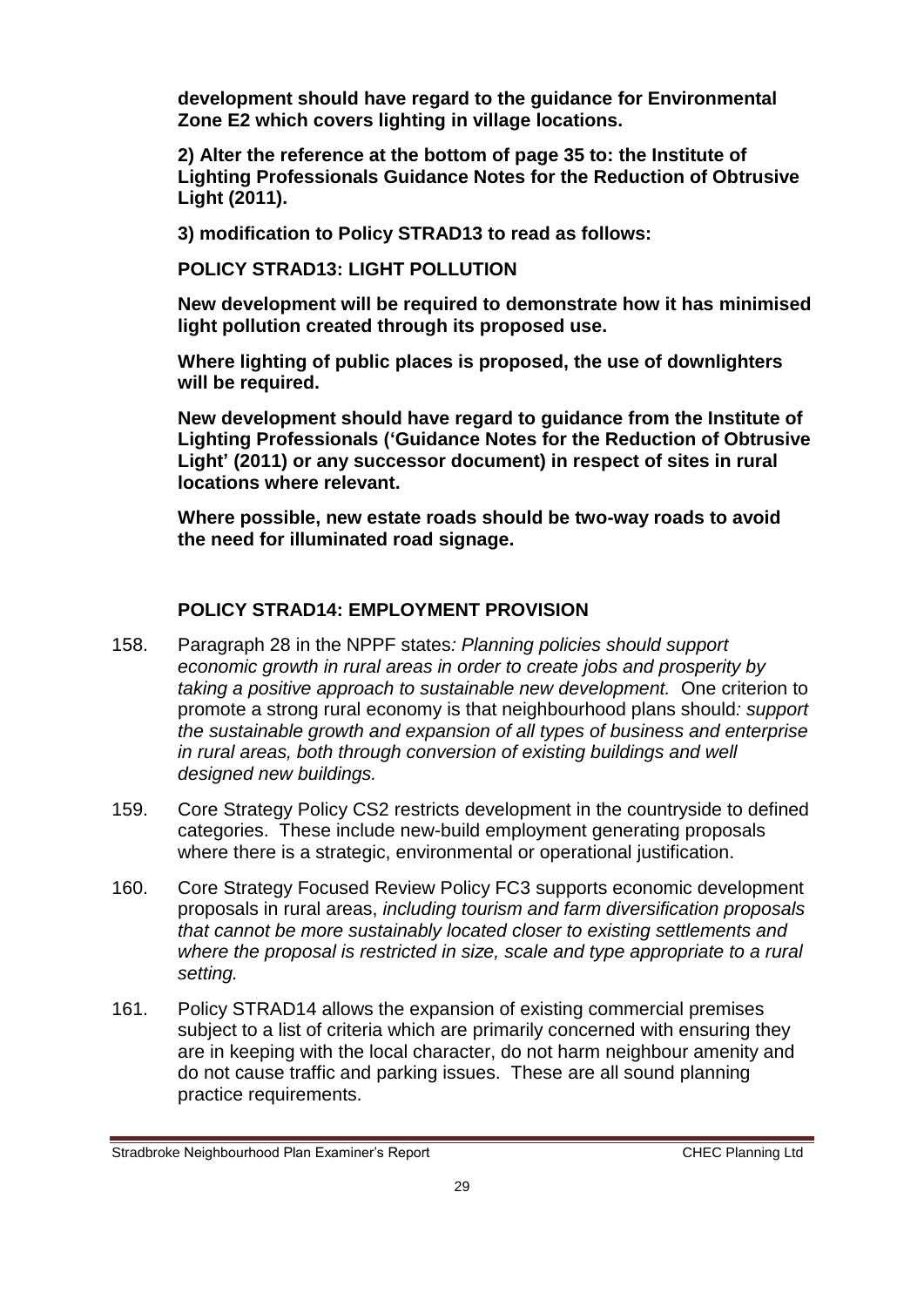**development should have regard to the guidance for Environmental Zone E2 which covers lighting in village locations.**

**2) Alter the reference at the bottom of page 35 to: the Institute of Lighting Professionals Guidance Notes for the Reduction of Obtrusive Light (2011).**

**3) modification to Policy STRAD13 to read as follows:**

**POLICY STRAD13: LIGHT POLLUTION**

**New development will be required to demonstrate how it has minimised light pollution created through its proposed use.**

**Where lighting of public places is proposed, the use of downlighters will be required.**

**New development should have regard to guidance from the Institute of Lighting Professionals ('Guidance Notes for the Reduction of Obtrusive Light' (2011) or any successor document) in respect of sites in rural locations where relevant.**

**Where possible, new estate roads should be two-way roads to avoid the need for illuminated road signage.**

### POLICY STRAD14: EMPLOYMENT PROVISION

158. Paragraph 28 in the NPPF states*: Planning policies should support economic growth in rural areas in order to create jobs and prosperity by taking a positive approach to sustainable new development.* One criterion to promote a strong rural economy is that neighbourhood plans should*: support the sustainable growth and expansion of all types of business and enterprise in rural areas, both through conversion of existing buildings and well designed new buildings.*

159. Core Strategy Policy CS2 restricts development in the countryside to defined categories. These include new-build employment generating proposals where there is a strategic, environmental or operational justification.

160. Core Strategy Focused Review Policy FC3 supports economic development proposals in rural areas, *including tourism and farm diversification proposals that cannot be more sustainably located closer to existing settlements and where the proposal is restricted in size, scale and type appropriate to a rural setting.*

161. Policy STRAD14 allows the expansion of existing commercial premises subject to a list of criteria which are primarily concerned with ensuring they are in keeping with the local character, do not harm neighbour amenity and do not cause traffic and parking issues. These are all sound planning practice requirements.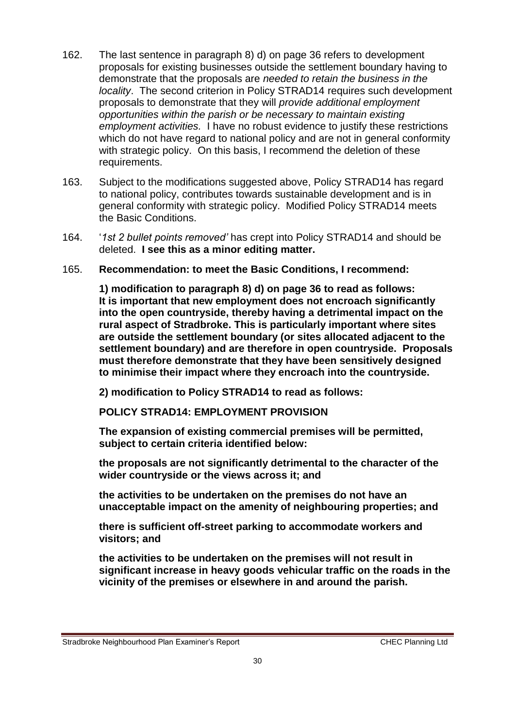162. The last sentence in paragraph 8) d) on page 36 refers to development proposals for existing businesses outside the settlement boundary having to demonstrate that the proposals are *needed to retain the business in the locality*. The second criterion in Policy STRAD14 requires such development proposals to demonstrate that they will *provide additional employment opportunities within the parish or be necessary to maintain existing employment activities.* I have no robust evidence to justify these restrictions which do not have regard to national policy and are not in general conformity with strategic policy. On this basis, I recommend the deletion of these requirements.

163. Subject to the modifications suggested above, Policy STRAD14 has regard to national policy, contributes towards sustainable development and is in general conformity with strategic policy. Modified Policy STRAD14 meets the Basic Conditions.

164. '*1st 2 bullet points removed'* has crept into Policy STRAD14 and should be deleted. **I see this as a minor editing matter.**

165. **Recommendation: to meet the Basic Conditions, I recommend:**

**1) modification to paragraph 8) d) on page 36 to read as follows: It is important that new employment does not encroach significantly into the open countryside, thereby having a detrimental impact on the rural aspect of Stradbroke. This is particularly important where sites are outside the settlement boundary (or sites allocated adjacent to the settlement boundary) and are therefore in open countryside. Proposals must therefore demonstrate that they have been sensitively designed to minimise their impact where they encroach into the countryside.**

**2) modification to Policy STRAD14 to read as follows:**

**POLICY STRAD14: EMPLOYMENT PROVISION**

**The expansion of existing commercial premises will be permitted, subject to certain criteria identified below:**

**the proposals are not significantly detrimental to the character of the wider countryside or the views across it; and**

**the activities to be undertaken on the premises do not have an unacceptable impact on the amenity of neighbouring properties; and**

**there is sufficient off-street parking to accommodate workers and visitors; and**

**the activities to be undertaken on the premises will not result in significant increase in heavy goods vehicular traffic on the roads in the vicinity of the premises or elsewhere in and around the parish.**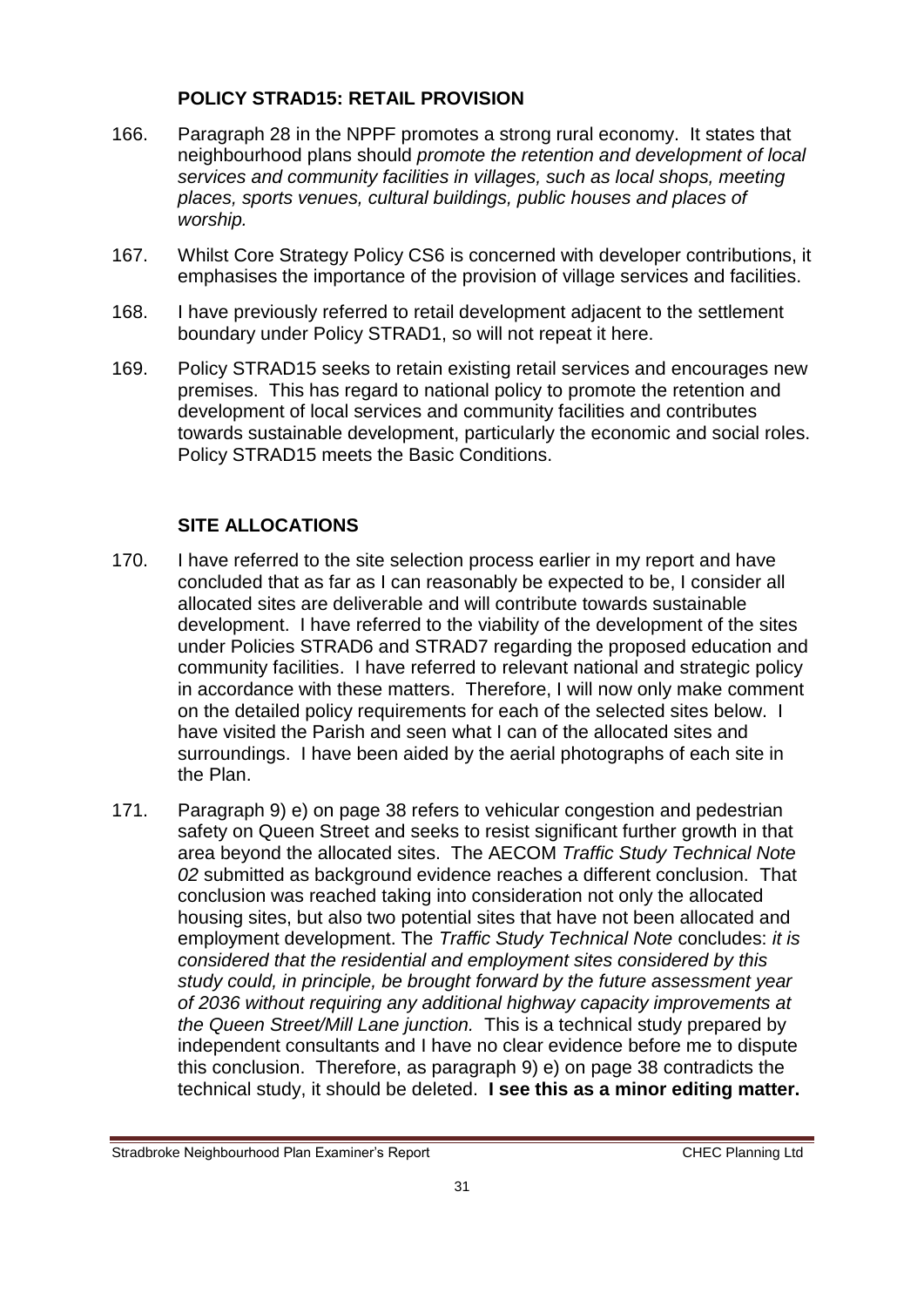## POLICY STRAD15: RETAIL PROVISION

166. Paragraph 28 in the NPPF promotes a strong rural economy. It states that neighbourhood plans should *promote the retention and development of local services and community facilities in villages, such as local shops, meeting places, sports venues, cultural buildings, public houses and places of worship.*

167. Whilst Core Strategy Policy CS6 is concerned with developer contributions, it emphasises the importance of the provision of village services and facilities.

168. I have previously referred to retail development adjacent to the settlement boundary under Policy STRAD1, so will not repeat it here.

169. Policy STRAD15 seeks to retain existing retail services and encourages new premises. This has regard to national policy to promote the retention and development of local services and community facilities and contributes towards sustainable development, particularly the economic and social roles. Policy STRAD15 meets the Basic Conditions.

## SITE ALLOCATIONS

170. I have referred to the site selection process earlier in my report and have concluded that as far as I can reasonably be expected to be, I consider all allocated sites are deliverable and will contribute towards sustainable development. I have referred to the viability of the development of the sites under Policies STRAD6 and STRAD7 regarding the proposed education and community facilities. I have referred to relevant national and strategic policy in accordance with these matters. Therefore, I will now only make comment on the detailed policy requirements for each of the selected sites below. I have visited the Parish and seen what I can of the allocated sites and surroundings. I have been aided by the aerial photographs of each site in the Plan.

171. Paragraph 9) e) on page 38 refers to vehicular congestion and pedestrian safety on Queen Street and seeks to resist significant further growth in that area beyond the allocated sites. The AECOM *Traffic Study Technical Note 02* submitted as background evidence reaches a different conclusion. That conclusion was reached taking into consideration not only the allocated housing sites, but also two potential sites that have not been allocated and employment development. The *Traffic Study Technical Note* concludes: *it is considered that the residential and employment sites considered by this study could, in principle, be brought forward by the future assessment year of 2036 without requiring any additional highway capacity improvements at the Queen Street/Mill Lane junction.* This is a technical study prepared by independent consultants and I have no clear evidence before me to dispute this conclusion. Therefore, as paragraph 9) e) on page 38 contradicts the technical study, it should be deleted. **I see this as a minor editing matter.**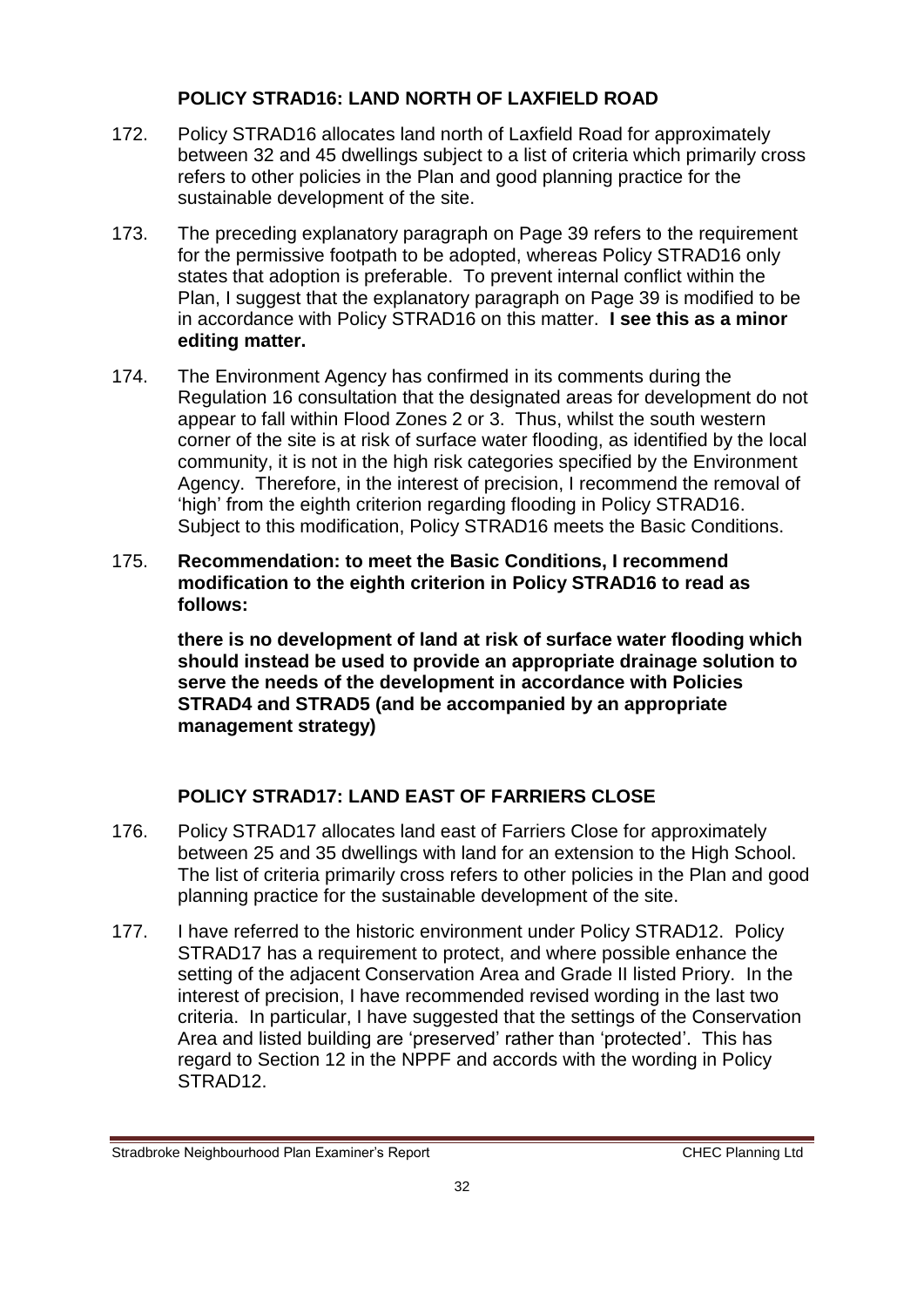## POLICY STRAD16: LAND NORTH OF LAXFIELD ROAD

172. Policy STRAD16 allocates land north of Laxfield Road for approximately between 32 and 45 dwellings subject to a list of criteria which primarily cross refers to other policies in the Plan and good planning practice for the sustainable development of the site.

173. The preceding explanatory paragraph on Page 39 refers to the requirement for the permissive footpath to be adopted, whereas Policy STRAD16 only states that adoption is preferable. To prevent internal conflict within the Plan, I suggest that the explanatory paragraph on Page 39 is modified to be in accordance with Policy STRAD16 on this matter. **I see this as a minor editing matter.**

174. The Environment Agency has confirmed in its comments during the Regulation 16 consultation that the designated areas for development do not appear to fall within Flood Zones 2 or 3. Thus, whilst the south western corner of the site is at risk of surface water flooding, as identified by the local community, it is not in the high risk categories specified by the Environment Agency. Therefore, in the interest of precision, I recommend the removal of 'high' from the eighth criterion regarding flooding in Policy STRAD16. Subject to this modification, Policy STRAD16 meets the Basic Conditions.

175. **Recommendation: to meet the Basic Conditions, I recommend modification to the eighth criterion in Policy STRAD16 to read as follows:**

    **there is no development of land at risk of surface water flooding which should instead be used to provide an appropriate drainage solution to serve the needs of the development in accordance with Policies STRAD4 and STRAD5 (and be accompanied by an appropriate management strategy)**

## POLICY STRAD17: LAND EAST OF FARRIERS CLOSE

176. Policy STRAD17 allocates land east of Farriers Close for approximately between 25 and 35 dwellings with land for an extension to the High School. The list of criteria primarily cross refers to other policies in the Plan and good planning practice for the sustainable development of the site.

177. I have referred to the historic environment under Policy STRAD12. Policy STRAD17 has a requirement to protect, and where possible enhance the setting of the adjacent Conservation Area and Grade II listed Priory. In the interest of precision, I have recommended revised wording in the last two criteria. In particular, I have suggested that the settings of the Conservation Area and listed building are 'preserved' rather than 'protected'. This has regard to Section 12 in the NPPF and accords with the wording in Policy STRAD12.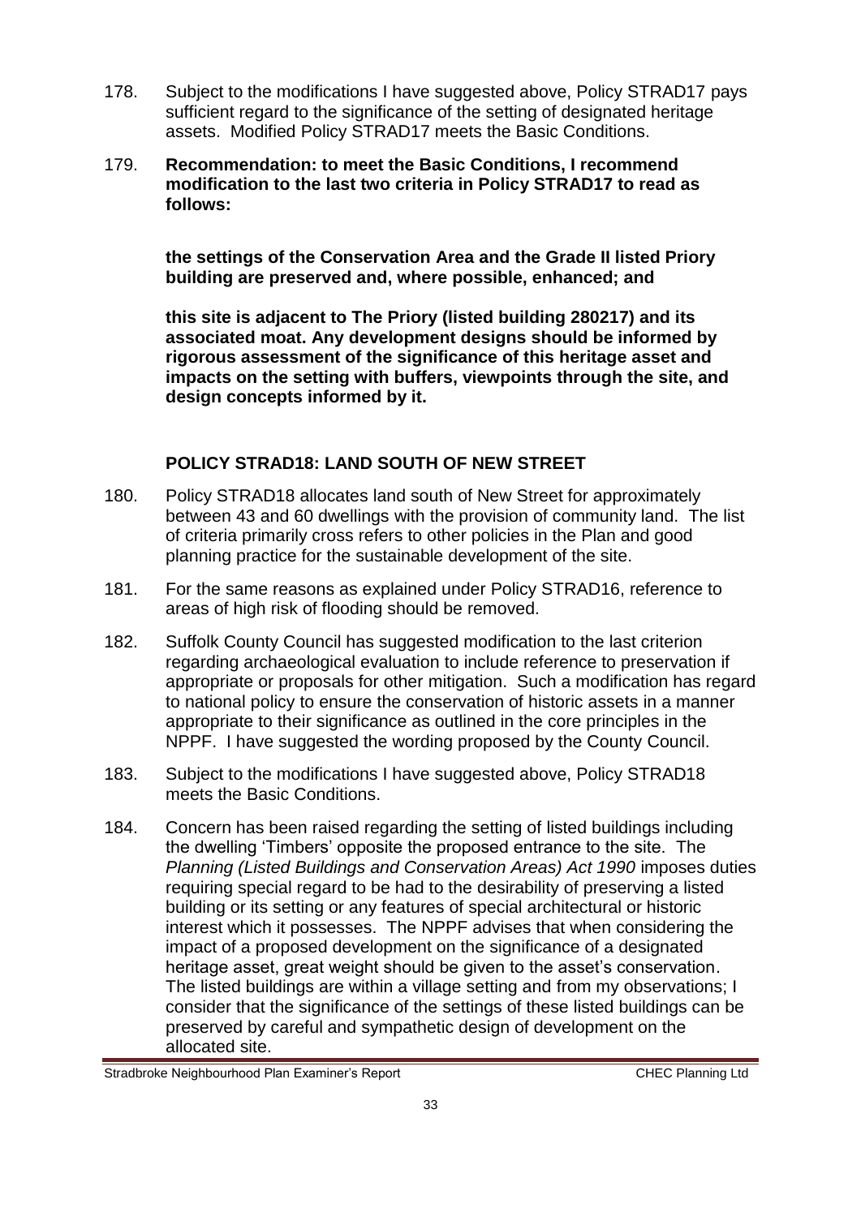178. Subject to the modifications I have suggested above, Policy STRAD17 pays sufficient regard to the significance of the setting of designated heritage assets. Modified Policy STRAD17 meets the Basic Conditions.

179. **Recommendation: to meet the Basic Conditions, I recommend modification to the last two criteria in Policy STRAD17 to read as follows:**

**the settings of the Conservation Area and the Grade II listed Priory building are preserved and, where possible, enhanced; and**

**this site is adjacent to The Priory (listed building 280217) and its associated moat. Any development designs should be informed by rigorous assessment of the significance of this heritage asset and impacts on the setting with buffers, viewpoints through the site, and design concepts informed by it.**

## POLICY STRAD18: LAND SOUTH OF NEW STREET

180. Policy STRAD18 allocates land south of New Street for approximately between 43 and 60 dwellings with the provision of community land. The list of criteria primarily cross refers to other policies in the Plan and good planning practice for the sustainable development of the site.

181. For the same reasons as explained under Policy STRAD16, reference to areas of high risk of flooding should be removed.

182. Suffolk County Council has suggested modification to the last criterion regarding archaeological evaluation to include reference to preservation if appropriate or proposals for other mitigation. Such a modification has regard to national policy to ensure the conservation of historic assets in a manner appropriate to their significance as outlined in the core principles in the NPPF. I have suggested the wording proposed by the County Council.

183. Subject to the modifications I have suggested above, Policy STRAD18 meets the Basic Conditions.

184. Concern has been raised regarding the setting of listed buildings including the dwelling 'Timbers' opposite the proposed entrance to the site. The *Planning (Listed Buildings and Conservation Areas) Act 1990* imposes duties requiring special regard to be had to the desirability of preserving a listed building or its setting or any features of special architectural or historic interest which it possesses. The NPPF advises that when considering the impact of a proposed development on the significance of a designated heritage asset, great weight should be given to the asset's conservation. The listed buildings are within a village setting and from my observations; I consider that the significance of the settings of these listed buildings can be preserved by careful and sympathetic design of development on the allocated site.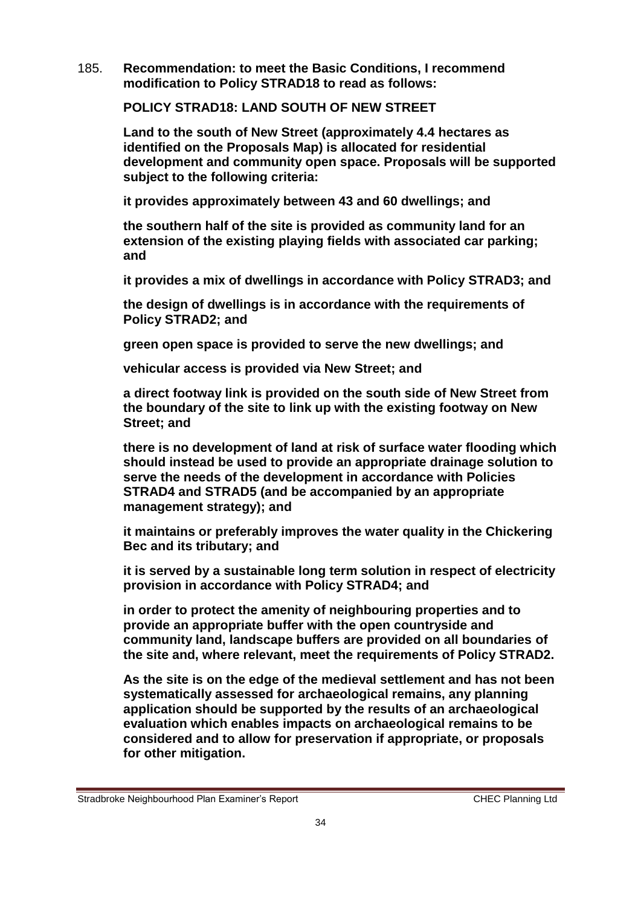185. **Recommendation: to meet the Basic Conditions, I recommend modification to Policy STRAD18 to read as follows:**

**POLICY STRAD18: LAND SOUTH OF NEW STREET**

**Land to the south of New Street (approximately 4.4 hectares as identified on the Proposals Map) is allocated for residential development and community open space. Proposals will be supported subject to the following criteria:**

**it provides approximately between 43 and 60 dwellings; and**

**the southern half of the site is provided as community land for an extension of the existing playing fields with associated car parking; and**

**it provides a mix of dwellings in accordance with Policy STRAD3; and**

**the design of dwellings is in accordance with the requirements of Policy STRAD2; and**

**green open space is provided to serve the new dwellings; and**

**vehicular access is provided via New Street; and**

**a direct footway link is provided on the south side of New Street from the boundary of the site to link up with the existing footway on New Street; and**

**there is no development of land at risk of surface water flooding which should instead be used to provide an appropriate drainage solution to serve the needs of the development in accordance with Policies STRAD4 and STRAD5 (and be accompanied by an appropriate management strategy); and**

**it maintains or preferably improves the water quality in the Chickering Bec and its tributary; and**

**it is served by a sustainable long term solution in respect of electricity provision in accordance with Policy STRAD4; and**

**in order to protect the amenity of neighbouring properties and to provide an appropriate buffer with the open countryside and community land, landscape buffers are provided on all boundaries of the site and, where relevant, meet the requirements of Policy STRAD2.**

**As the site is on the edge of the medieval settlement and has not been systematically assessed for archaeological remains, any planning application should be supported by the results of an archaeological evaluation which enables impacts on archaeological remains to be considered and to allow for preservation if appropriate, or proposals for other mitigation.**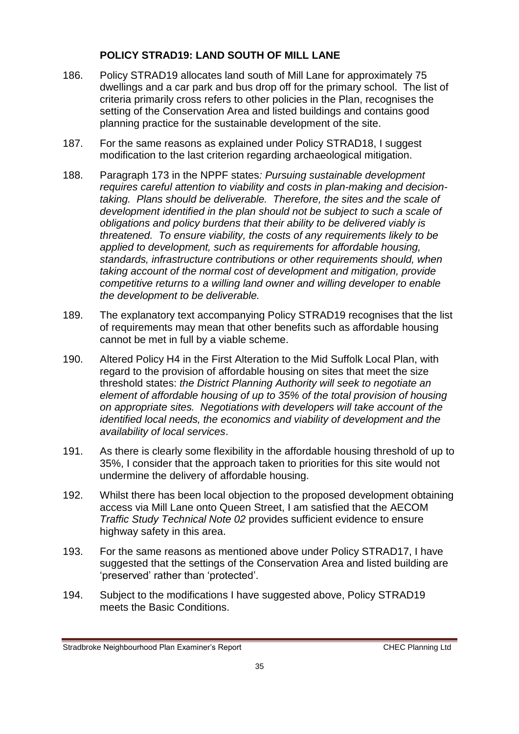## POLICY STRAD19: LAND SOUTH OF MILL LANE

186. Policy STRAD19 allocates land south of Mill Lane for approximately 75 dwellings and a car park and bus drop off for the primary school. The list of criteria primarily cross refers to other policies in the Plan, recognises the setting of the Conservation Area and listed buildings and contains good planning practice for the sustainable development of the site.

187. For the same reasons as explained under Policy STRAD18, I suggest modification to the last criterion regarding archaeological mitigation.

188. Paragraph 173 in the NPPF states*: Pursuing sustainable development requires careful attention to viability and costs in plan-making and decision-taking. Plans should be deliverable. Therefore, the sites and the scale of development identified in the plan should not be subject to such a scale of obligations and policy burdens that their ability to be delivered viably is threatened. To ensure viability, the costs of any requirements likely to be applied to development, such as requirements for affordable housing, standards, infrastructure contributions or other requirements should, when taking account of the normal cost of development and mitigation, provide competitive returns to a willing land owner and willing developer to enable the development to be deliverable.*

189. The explanatory text accompanying Policy STRAD19 recognises that the list of requirements may mean that other benefits such as affordable housing cannot be met in full by a viable scheme.

190. Altered Policy H4 in the First Alteration to the Mid Suffolk Local Plan, with regard to the provision of affordable housing on sites that meet the size threshold states: *the District Planning Authority will seek to negotiate an element of affordable housing of up to 35% of the total provision of housing on appropriate sites. Negotiations with developers will take account of the identified local needs, the economics and viability of development and the availability of local services*.

191. As there is clearly some flexibility in the affordable housing threshold of up to 35%, I consider that the approach taken to priorities for this site would not undermine the delivery of affordable housing.

192. Whilst there has been local objection to the proposed development obtaining access via Mill Lane onto Queen Street, I am satisfied that the AECOM *Traffic Study Technical Note 02* provides sufficient evidence to ensure highway safety in this area.

193. For the same reasons as mentioned above under Policy STRAD17, I have suggested that the settings of the Conservation Area and listed building are 'preserved' rather than 'protected'.

194. Subject to the modifications I have suggested above, Policy STRAD19 meets the Basic Conditions.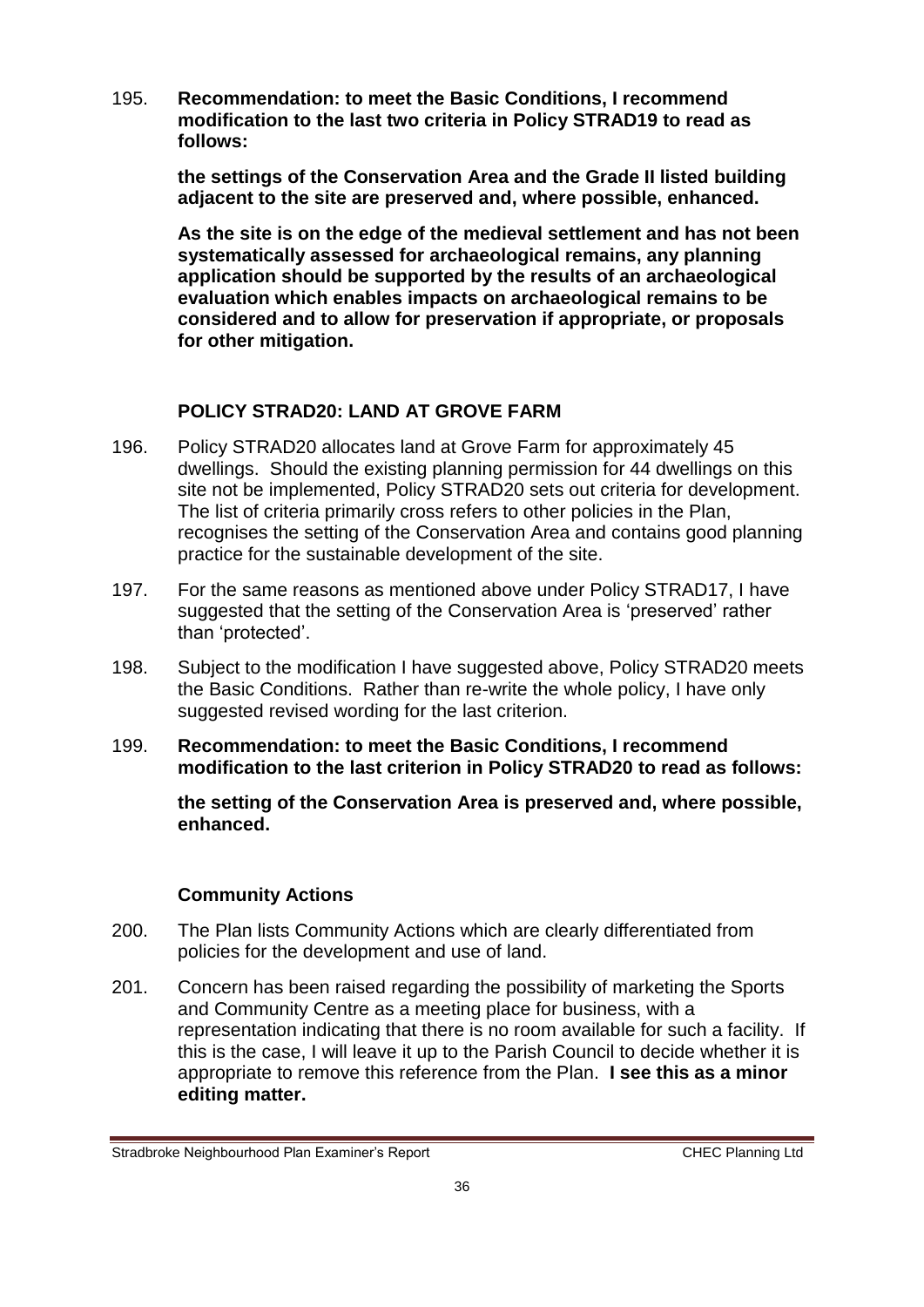195. **Recommendation: to meet the Basic Conditions, I recommend modification to the last two criteria in Policy STRAD19 to read as follows:**

**the settings of the Conservation Area and the Grade II listed building adjacent to the site are preserved and, where possible, enhanced.**

**As the site is on the edge of the medieval settlement and has not been systematically assessed for archaeological remains, any planning application should be supported by the results of an archaeological evaluation which enables impacts on archaeological remains to be considered and to allow for preservation if appropriate, or proposals for other mitigation.**

## POLICY STRAD20: LAND AT GROVE FARM

196. Policy STRAD20 allocates land at Grove Farm for approximately 45 dwellings. Should the existing planning permission for 44 dwellings on this site not be implemented, Policy STRAD20 sets out criteria for development. The list of criteria primarily cross refers to other policies in the Plan, recognises the setting of the Conservation Area and contains good planning practice for the sustainable development of the site.

197. For the same reasons as mentioned above under Policy STRAD17, I have suggested that the setting of the Conservation Area is 'preserved' rather than 'protected'.

198. Subject to the modification I have suggested above, Policy STRAD20 meets the Basic Conditions. Rather than re-write the whole policy, I have only suggested revised wording for the last criterion.

199. **Recommendation: to meet the Basic Conditions, I recommend modification to the last criterion in Policy STRAD20 to read as follows:**

**the setting of the Conservation Area is preserved and, where possible, enhanced.**

## Community Actions

200. The Plan lists Community Actions which are clearly differentiated from policies for the development and use of land.

201. Concern has been raised regarding the possibility of marketing the Sports and Community Centre as a meeting place for business, with a representation indicating that there is no room available for such a facility. If this is the case, I will leave it up to the Parish Council to decide whether it is appropriate to remove this reference from the Plan. **I see this as a minor editing matter.**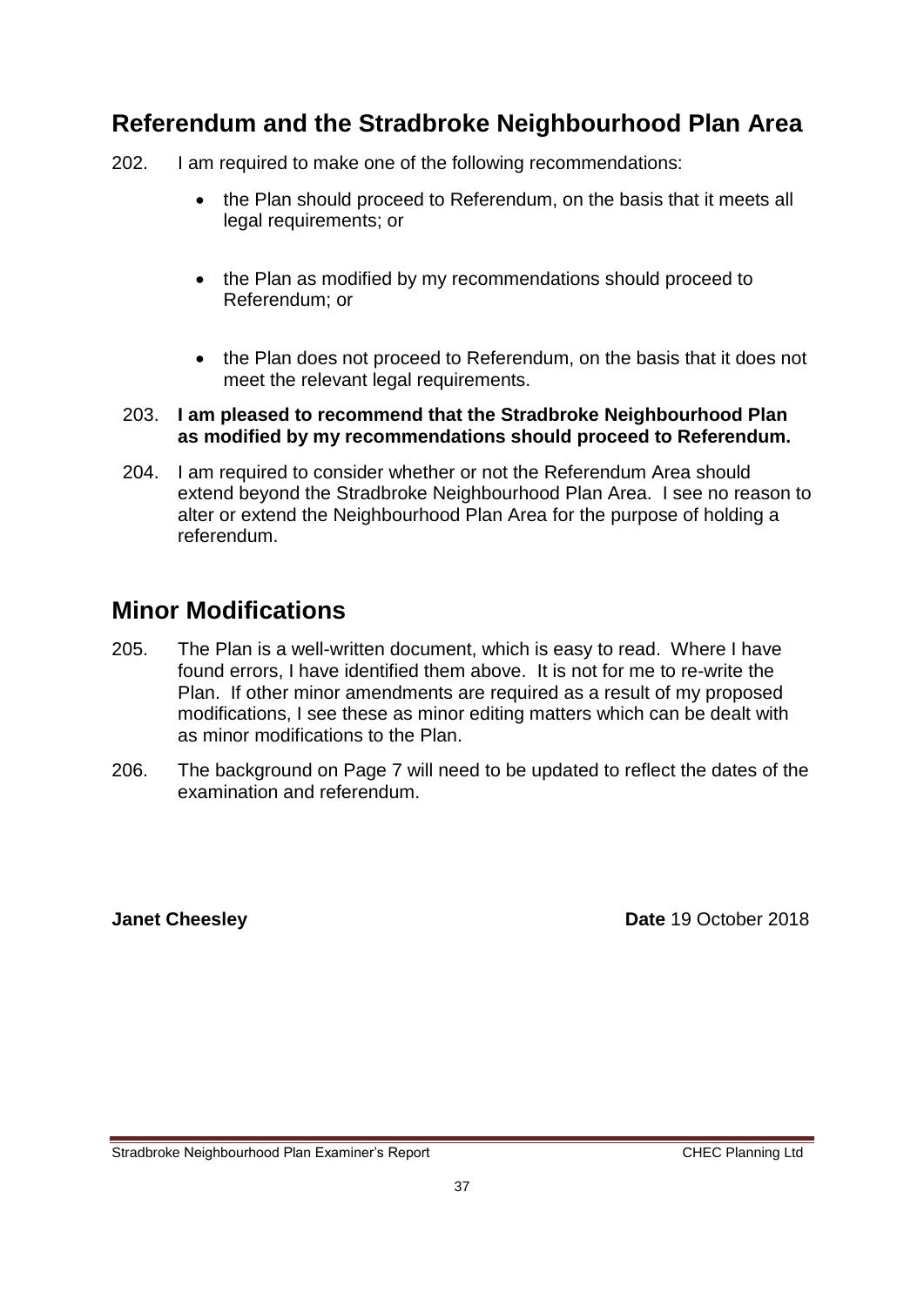## Referendum and the Stradbroke Neighbourhood Plan Area

202. I am required to make one of the following recommendations:

- the Plan should proceed to Referendum, on the basis that it meets all legal requirements; or
- the Plan as modified by my recommendations should proceed to Referendum; or
- the Plan does not proceed to Referendum, on the basis that it does not meet the relevant legal requirements.

203. **I am pleased to recommend that the Stradbroke Neighbourhood Plan as modified by my recommendations should proceed to Referendum.**

204. I am required to consider whether or not the Referendum Area should extend beyond the Stradbroke Neighbourhood Plan Area. I see no reason to alter or extend the Neighbourhood Plan Area for the purpose of holding a referendum.

## Minor Modifications

205. The Plan is a well-written document, which is easy to read. Where I have found errors, I have identified them above. It is not for me to re-write the Plan. If other minor amendments are required as a result of my proposed modifications, I see these as minor editing matters which can be dealt with as minor modifications to the Plan.

206. The background on Page 7 will need to be updated to reflect the dates of the examination and referendum.

**Janet Cheesley** **Date** 19 October 2018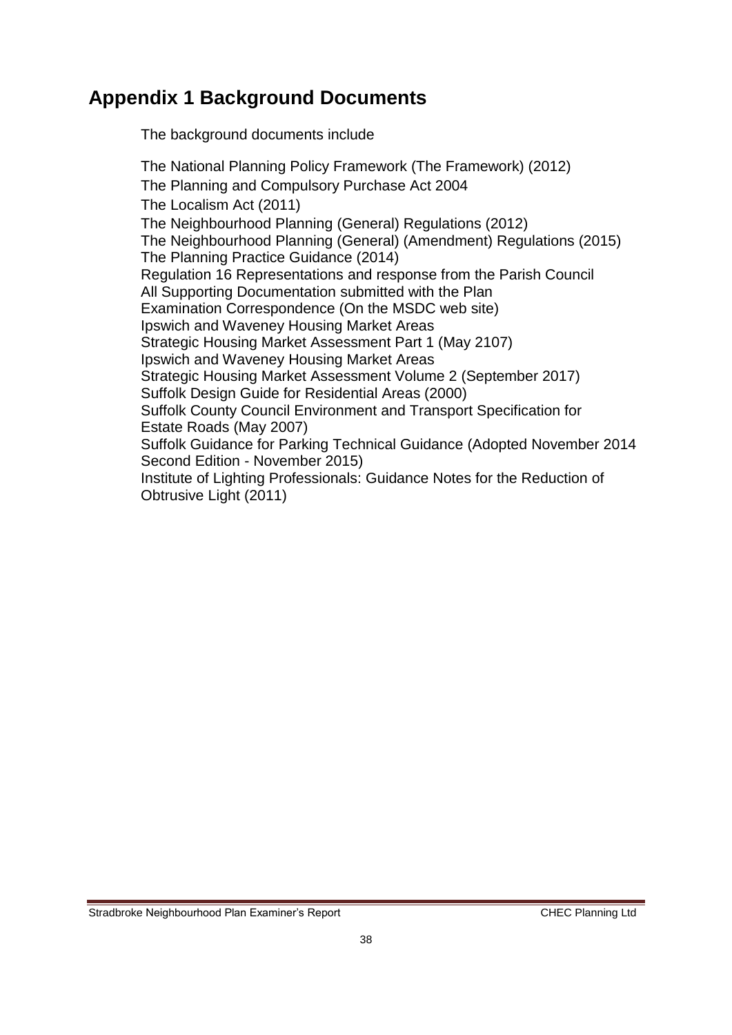# Appendix 1 Background Documents

The background documents include

The National Planning Policy Framework (The Framework) (2012)
The Planning and Compulsory Purchase Act 2004
The Localism Act (2011)
The Neighbourhood Planning (General) Regulations (2012)
The Neighbourhood Planning (General) (Amendment) Regulations (2015)
The Planning Practice Guidance (2014)
Regulation 16 Representations and response from the Parish Council
All Supporting Documentation submitted with the Plan
Examination Correspondence (On the MSDC web site)
Ipswich and Waveney Housing Market Areas
Strategic Housing Market Assessment Part 1 (May 2107)
Ipswich and Waveney Housing Market Areas
Strategic Housing Market Assessment Volume 2 (September 2017)
Suffolk Design Guide for Residential Areas (2000)
Suffolk County Council Environment and Transport Specification for Estate Roads (May 2007)
Suffolk Guidance for Parking Technical Guidance (Adopted November 2014 Second Edition - November 2015)
Institute of Lighting Professionals: Guidance Notes for the Reduction of Obtrusive Light (2011)